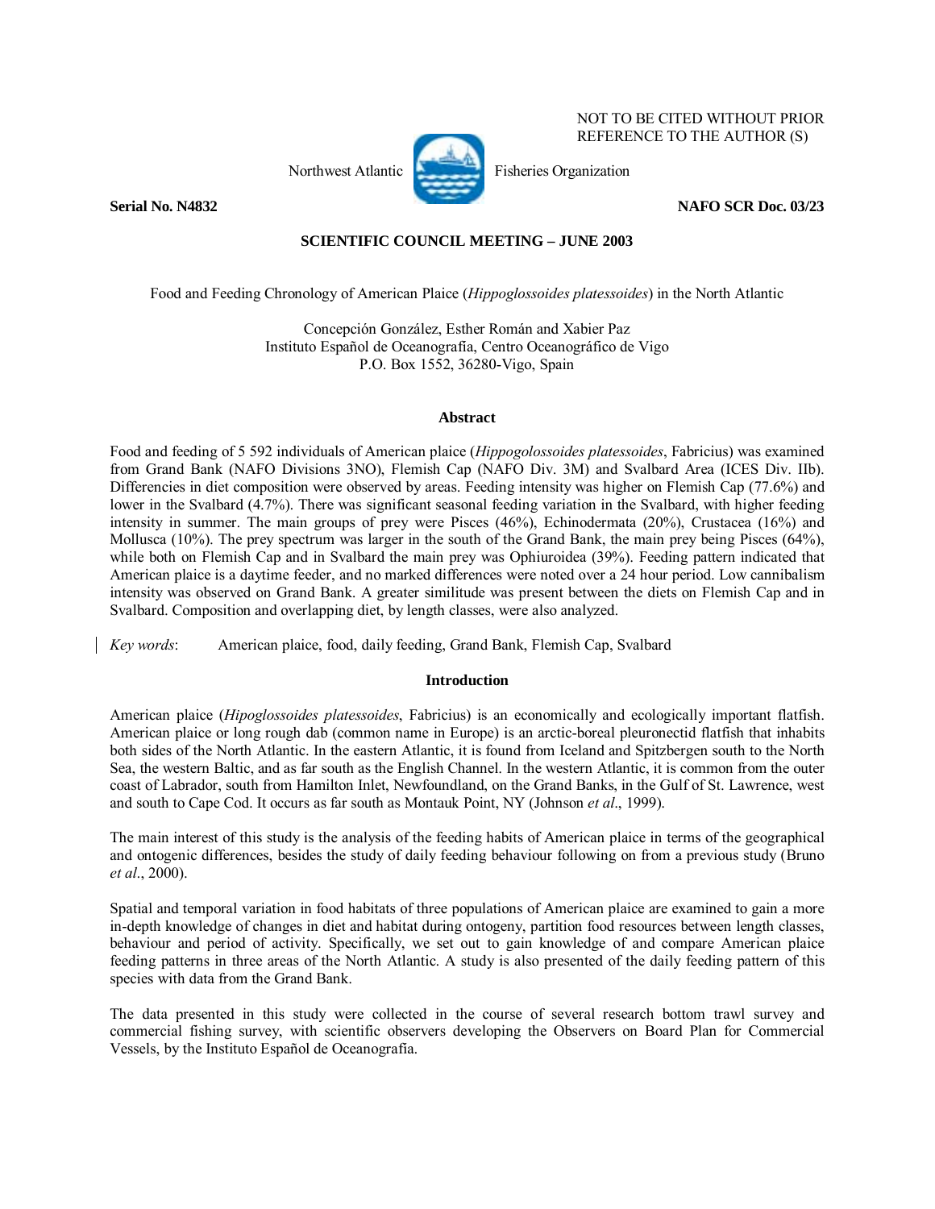NOT TO BE CITED WITHOUT PRIOR REFERENCE TO THE AUTHOR (S)

Northwest Atlantic Fisheries Organization

**Serial No. N4832** **NAFO SCR Doc. 03/23**

**SCIENTIFIC COUNCIL MEETING – JUNE 2003**

Food and Feeding Chronology of American Plaice (*Hippoglossoides platessoides*) in the North Atlantic

Concepción González, Esther Román and Xabier Paz
Instituto Español de Oceanografía, Centro Oceanográfico de Vigo
P.O. Box 1552, 36280-Vigo, Spain

## Abstract

Food and feeding of 5 592 individuals of American plaice (*Hippogolossoides platessoides*, Fabricius) was examined from Grand Bank (NAFO Divisions 3NO), Flemish Cap (NAFO Div. 3M) and Svalbard Area (ICES Div. IIb). Differencies in diet composition were observed by areas. Feeding intensity was higher on Flemish Cap (77.6%) and lower in the Svalbard (4.7%). There was significant seasonal feeding variation in the Svalbard, with higher feeding intensity in summer. The main groups of prey were Pisces (46%), Echinodermata (20%), Crustacea (16%) and Mollusca (10%). The prey spectrum was larger in the south of the Grand Bank, the main prey being Pisces (64%), while both on Flemish Cap and in Svalbard the main prey was Ophiuroidea (39%). Feeding pattern indicated that American plaice is a daytime feeder, and no marked differences were noted over a 24 hour period. Low cannibalism intensity was observed on Grand Bank. A greater similitude was present between the diets on Flemish Cap and in Svalbard. Composition and overlapping diet, by length classes, were also analyzed.

*Key words*: American plaice, food, daily feeding, Grand Bank, Flemish Cap, Svalbard

## Introduction

American plaice (*Hipoglossoides platessoides*, Fabricius) is an economically and ecologically important flatfish. American plaice or long rough dab (common name in Europe) is an arctic-boreal pleuronectid flatfish that inhabits both sides of the North Atlantic. In the eastern Atlantic, it is found from Iceland and Spitzbergen south to the North Sea, the western Baltic, and as far south as the English Channel. In the western Atlantic, it is common from the outer coast of Labrador, south from Hamilton Inlet, Newfoundland, on the Grand Banks, in the Gulf of St. Lawrence, west and south to Cape Cod. It occurs as far south as Montauk Point, NY (Johnson *et al*., 1999).

The main interest of this study is the analysis of the feeding habits of American plaice in terms of the geographical and ontogenic differences, besides the study of daily feeding behaviour following on from a previous study (Bruno *et al*., 2000).

Spatial and temporal variation in food habitats of three populations of American plaice are examined to gain a more in-depth knowledge of changes in diet and habitat during ontogeny, partition food resources between length classes, behaviour and period of activity. Specifically, we set out to gain knowledge of and compare American plaice feeding patterns in three areas of the North Atlantic. A study is also presented of the daily feeding pattern of this species with data from the Grand Bank.

The data presented in this study were collected in the course of several research bottom trawl survey and commercial fishing survey, with scientific observers developing the Observers on Board Plan for Commercial Vessels, by the Instituto Español de Oceanografía.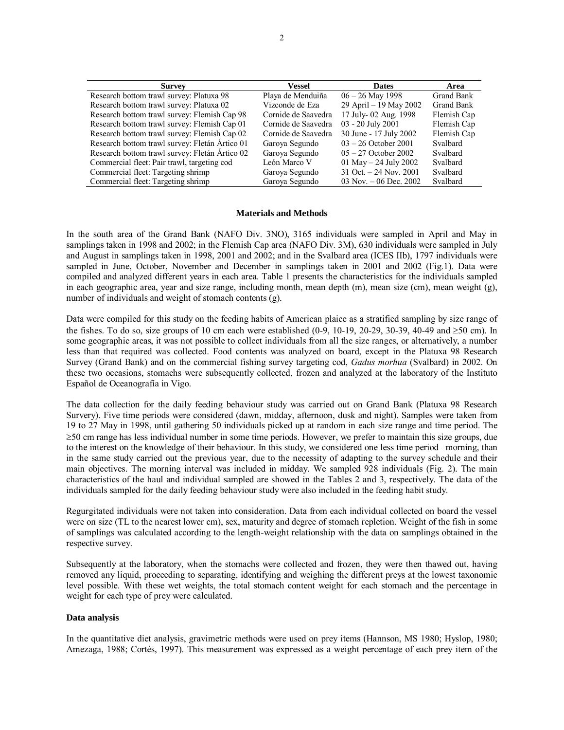| Survey | Vessel | Dates | Area |
|---|---|---|---|
| Research bottom trawl survey: Platuxa 98 | Playa de Menduiña | 06 – 26 May 1998 | Grand Bank |
| Research bottom trawl survey: Platuxa 02 | Vizconde de Eza | 29 April – 19 May 2002 | Grand Bank |
| Research bottom trawl survey: Flemish Cap 98 | Cornide de Saavedra | 17 July- 02 Aug. 1998 | Flemish Cap |
| Research bottom trawl survey: Flemish Cap 01 | Cornide de Saavedra | 03 - 20 July 2001 | Flemish Cap |
| Research bottom trawl survey: Flemish Cap 02 | Cornide de Saavedra | 30 June - 17 July 2002 | Flemish Cap |
| Research bottom trawl survey: Fletán Ártico 01 | Garoya Segundo | 03 – 26 October 2001 | Svalbard |
| Research bottom trawl survey: Fletán Ártico 02 | Garoya Segundo | 05 – 27 October 2002 | Svalbard |
| Commercial fleet: Pair trawl, targeting cod | León Marco V | 01 May – 24 July 2002 | Svalbard |
| Commercial fleet: Targeting shrimp | Garoya Segundo | 31 Oct. – 24 Nov. 2001 | Svalbard |
| Commercial fleet: Targeting shrimp | Garoya Segundo | 03 Nov. – 06 Dec. 2002 | Svalbard |

## Materials and Methods

In the south area of the Grand Bank (NAFO Div. 3NO), 3165 individuals were sampled in April and May in samplings taken in 1998 and 2002; in the Flemish Cap area (NAFO Div. 3M), 630 individuals were sampled in July and August in samplings taken in 1998, 2001 and 2002; and in the Svalbard area (ICES IIb), 1797 individuals were sampled in June, October, November and December in samplings taken in 2001 and 2002 (Fig.1). Data were compiled and analyzed different years in each area. Table 1 presents the characteristics for the individuals sampled in each geographic area, year and size range, including month, mean depth (m), mean size (cm), mean weight (g), number of individuals and weight of stomach contents (g).

Data were compiled for this study on the feeding habits of American plaice as a stratified sampling by size range of the fishes. To do so, size groups of 10 cm each were established (0-9, 10-19, 20-29, 30-39, 40-49 and ≥50 cm). In some geographic areas, it was not possible to collect individuals from all the size ranges, or alternatively, a number less than that required was collected. Food contents was analyzed on board, except in the Platuxa 98 Research Survey (Grand Bank) and on the commercial fishing survey targeting cod, *Gadus morhua* (Svalbard) in 2002. On these two occasions, stomachs were subsequently collected, frozen and analyzed at the laboratory of the Instituto Español de Oceanografía in Vigo.

The data collection for the daily feeding behaviour study was carried out on Grand Bank (Platuxa 98 Research Survery). Five time periods were considered (dawn, midday, afternoon, dusk and night). Samples were taken from 19 to 27 May in 1998, until gathering 50 individuals picked up at random in each size range and time period. The ≥50 cm range has less individual number in some time periods. However, we prefer to maintain this size groups, due to the interest on the knowledge of their behaviour. In this study, we considered one less time period –morning, than in the same study carried out the previous year, due to the necessity of adapting to the survey schedule and their main objectives. The morning interval was included in midday. We sampled 928 individuals (Fig. 2). The main characteristics of the haul and individual sampled are showed in the Tables 2 and 3, respectively. The data of the individuals sampled for the daily feeding behaviour study were also included in the feeding habit study.

Regurgitated individuals were not taken into consideration. Data from each individual collected on board the vessel were on size (TL to the nearest lower cm), sex, maturity and degree of stomach repletion. Weight of the fish in some of samplings was calculated according to the length-weight relationship with the data on samplings obtained in the respective survey.

Subsequently at the laboratory, when the stomachs were collected and frozen, they were then thawed out, having removed any liquid, proceeding to separating, identifying and weighing the different preys at the lowest taxonomic level possible. With these wet weights, the total stomach content weight for each stomach and the percentage in weight for each type of prey were calculated.

### Data analysis

In the quantitative diet analysis, gravimetric methods were used on prey items (Hannson, MS 1980; Hyslop, 1980; Amezaga, 1988; Cortés, 1997). This measurement was expressed as a weight percentage of each prey item of the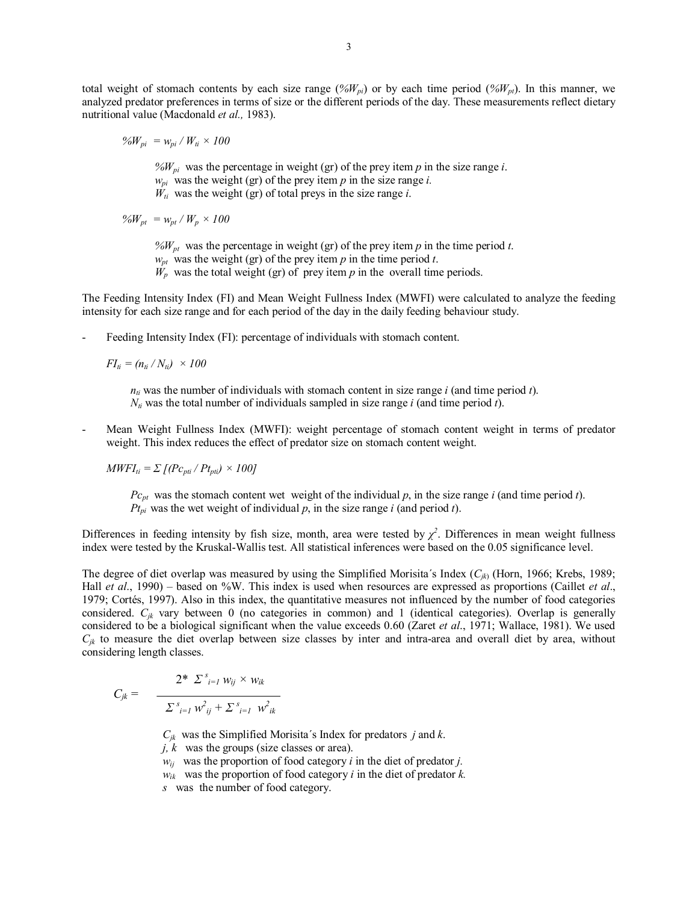total weight of stomach contents by each size range ($\%W_{pi}$) or by each time period ($\%W_{pt}$). In this manner, we analyzed predator preferences in terms of size or the different periods of the day. These measurements reflect dietary nutritional value (Macdonald *et al.,* 1983).

$$\%W_{pi} = w_{pi} / W_{ti} \times 100$$

> $\%W_{pi}$ was the percentage in weight (gr) of the prey item $p$ in the size range $i$.
> $w_{pi}$ was the weight (gr) of the prey item $p$ in the size range $i$.
> $W_{ti}$ was the weight (gr) of total preys in the size range $i$.

$$\%W_{pt} = w_{pt} / W_{p} \times 100$$

> $\%W_{pt}$ was the percentage in weight (gr) of the prey item $p$ in the time period $t$.
> $w_{pt}$ was the weight (gr) of the prey item $p$ in the time period $t$.
> $W_{p}$ was the total weight (gr) of prey item $p$ in the overall time periods.

The Feeding Intensity Index (FI) and Mean Weight Fullness Index (MWFI) were calculated to analyze the feeding intensity for each size range and for each period of the day in the daily feeding behaviour study.

- Feeding Intensity Index (FI): percentage of individuals with stomach content.

$$FI_{ti} = (n_{ti} / N_{ti}) \times 100$$

> $n_{ti}$ was the number of individuals with stomach content in size range $i$ (and time period $t$).
> $N_{ti}$ was the total number of individuals sampled in size range $i$ (and time period $t$).

- Mean Weight Fullness Index (MWFI): weight percentage of stomach content weight in terms of predator weight. This index reduces the effect of predator size on stomach content weight.

$$MWFI_{ti} = \Sigma\,[(Pc_{pti} / Pt_{pti}) \times 100]$$

> $Pc_{pt}$ was the stomach content wet weight of the individual $p$, in the size range $i$ (and time period $t$).
> $Pt_{pi}$ was the wet weight of individual $p$, in the size range $i$ (and period $t$).

Differences in feeding intensity by fish size, month, area were tested by $\chi^2$. Differences in mean weight fullness index were tested by the Kruskal-Wallis test. All statistical inferences were based on the 0.05 significance level.

The degree of diet overlap was measured by using the Simplified Morisita´s Index ($C_{jk}$) (Horn, 1966; Krebs, 1989; Hall *et al*., 1990) – based on %W. This index is used when resources are expressed as proportions (Caillet *et al*., 1979; Cortés, 1997). Also in this index, the quantitative measures not influenced by the number of food categories considered. $C_{jk}$ vary between 0 (no categories in common) and 1 (identical categories). Overlap is generally considered to be a biological significant when the value exceeds 0.60 (Zaret *et al*., 1971; Wallace, 1981). We used $C_{jk}$ to measure the diet overlap between size classes by inter and intra-area and overall diet by area, without considering length classes.

$$C_{jk} = \frac{2 * \Sigma^{s}_{i=1} w_{ij} \times w_{ik}}{\Sigma^{s}_{i=1} w^{2}_{ij} + \Sigma^{s}_{i=1} w^{2}_{ik}}$$

> $C_{jk}$ was the Simplified Morisita´s Index for predators $j$ and $k$.
> $j, k$ was the groups (size classes or area).
> $w_{ij}$ was the proportion of food category $i$ in the diet of predator $j$.
> $w_{ik}$ was the proportion of food category $i$ in the diet of predator $k$.
> $s$ was the number of food category.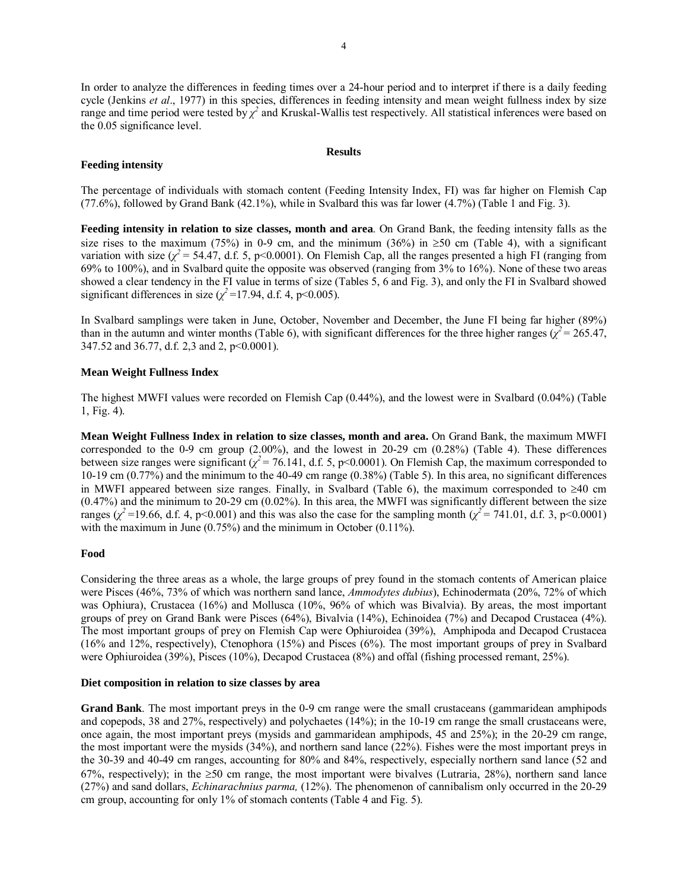In order to analyze the differences in feeding times over a 24-hour period and to interpret if there is a daily feeding cycle (Jenkins *et al*., 1977) in this species, differences in feeding intensity and mean weight fullness index by size range and time period were tested by $\chi^2$ and Kruskal-Wallis test respectively. All statistical inferences were based on the 0.05 significance level.

## Results

### Feeding intensity

The percentage of individuals with stomach content (Feeding Intensity Index, FI) was far higher on Flemish Cap (77.6%), followed by Grand Bank (42.1%), while in Svalbard this was far lower (4.7%) (Table 1 and Fig. 3).

**Feeding intensity in relation to size classes, month and area**. On Grand Bank, the feeding intensity falls as the size rises to the maximum (75%) in 0-9 cm, and the minimum (36%) in ≥50 cm (Table 4), with a significant variation with size ($\chi^2$ = 54.47, d.f. 5, p<0.0001). On Flemish Cap, all the ranges presented a high FI (ranging from 69% to 100%), and in Svalbard quite the opposite was observed (ranging from 3% to 16%). None of these two areas showed a clear tendency in the FI value in terms of size (Tables 5, 6 and Fig. 3), and only the FI in Svalbard showed significant differences in size ($\chi^2$ =17.94, d.f. 4, p<0.005).

In Svalbard samplings were taken in June, October, November and December, the June FI being far higher (89%) than in the autumn and winter months (Table 6), with significant differences for the three higher ranges ($\chi^2$ = 265.47, 347.52 and 36.77, d.f. 2,3 and 2, p<0.0001).

### Mean Weight Fullness Index

The highest MWFI values were recorded on Flemish Cap (0.44%), and the lowest were in Svalbard (0.04%) (Table 1, Fig. 4).

**Mean Weight Fullness Index in relation to size classes, month and area.** On Grand Bank, the maximum MWFI corresponded to the 0-9 cm group (2.00%), and the lowest in 20-29 cm (0.28%) (Table 4). These differences between size ranges were significant ($\chi^2$ = 76.141, d.f. 5, p<0.0001). On Flemish Cap, the maximum corresponded to 10-19 cm (0.77%) and the minimum to the 40-49 cm range (0.38%) (Table 5). In this area, no significant differences in MWFI appeared between size ranges. Finally, in Svalbard (Table 6), the maximum corresponded to ≥40 cm (0.47%) and the minimum to 20-29 cm (0.02%). In this area, the MWFI was significantly different between the size ranges ($\chi^2$ =19.66, d.f. 4, p<0.001) and this was also the case for the sampling month ($\chi^2$ = 741.01, d.f. 3, p<0.0001) with the maximum in June (0.75%) and the minimum in October (0.11%).

### Food

Considering the three areas as a whole, the large groups of prey found in the stomach contents of American plaice were Pisces (46%, 73% of which was northern sand lance, *Ammodytes dubius*), Echinodermata (20%, 72% of which was Ophiura), Crustacea (16%) and Mollusca (10%, 96% of which was Bivalvia). By areas, the most important groups of prey on Grand Bank were Pisces (64%), Bivalvia (14%), Echinoidea (7%) and Decapod Crustacea (4%). The most important groups of prey on Flemish Cap were Ophiuroidea (39%), Amphipoda and Decapod Crustacea (16% and 12%, respectively), Ctenophora (15%) and Pisces (6%). The most important groups of prey in Svalbard were Ophiuroidea (39%), Pisces (10%), Decapod Crustacea (8%) and offal (fishing processed remant, 25%).

### Diet composition in relation to size classes by area

**Grand Bank**. The most important preys in the 0-9 cm range were the small crustaceans (gammaridean amphipods and copepods, 38 and 27%, respectively) and polychaetes (14%); in the 10-19 cm range the small crustaceans were, once again, the most important preys (mysids and gammaridean amphipods, 45 and 25%); in the 20-29 cm range, the most important were the mysids (34%), and northern sand lance (22%). Fishes were the most important preys in the 30-39 and 40-49 cm ranges, accounting for 80% and 84%, respectively, especially northern sand lance (52 and 67%, respectively); in the ≥50 cm range, the most important were bivalves (Lutraria, 28%), northern sand lance (27%) and sand dollars, *Echinarachnius parma,* (12%). The phenomenon of cannibalism only occurred in the 20-29 cm group, accounting for only 1% of stomach contents (Table 4 and Fig. 5).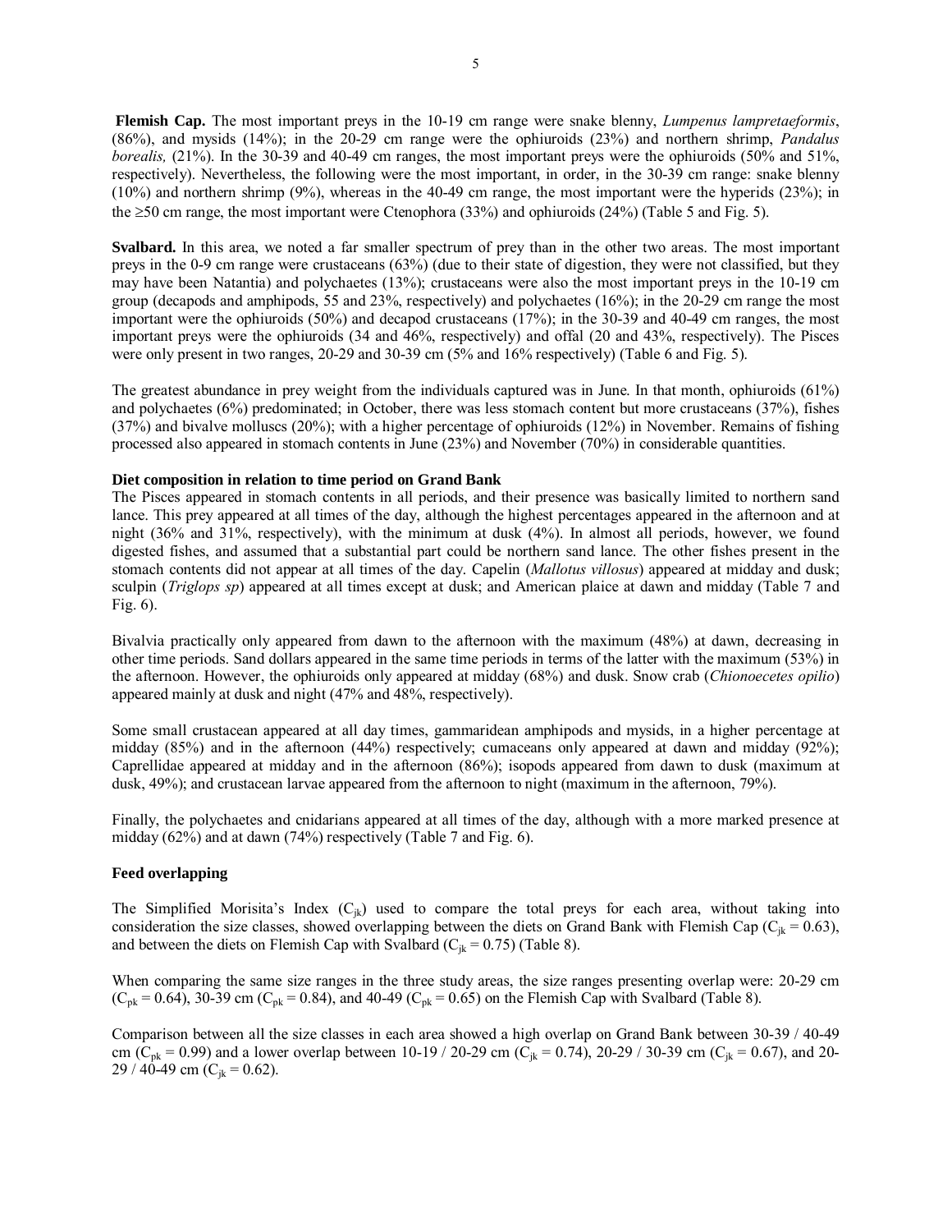**Flemish Cap.** The most important preys in the 10-19 cm range were snake blenny, *Lumpenus lampretaeformis*, (86%), and mysids (14%); in the 20-29 cm range were the ophiuroids (23%) and northern shrimp, *Pandalus borealis,* (21%). In the 30-39 and 40-49 cm ranges, the most important preys were the ophiuroids (50% and 51%, respectively). Nevertheless, the following were the most important, in order, in the 30-39 cm range: snake blenny (10%) and northern shrimp (9%), whereas in the 40-49 cm range, the most important were the hyperids (23%); in the ≥50 cm range, the most important were Ctenophora (33%) and ophiuroids (24%) (Table 5 and Fig. 5).

**Svalbard.** In this area, we noted a far smaller spectrum of prey than in the other two areas. The most important preys in the 0-9 cm range were crustaceans (63%) (due to their state of digestion, they were not classified, but they may have been Natantia) and polychaetes (13%); crustaceans were also the most important preys in the 10-19 cm group (decapods and amphipods, 55 and 23%, respectively) and polychaetes (16%); in the 20-29 cm range the most important were the ophiuroids (50%) and decapod crustaceans (17%); in the 30-39 and 40-49 cm ranges, the most important preys were the ophiuroids (34 and 46%, respectively) and offal (20 and 43%, respectively). The Pisces were only present in two ranges, 20-29 and 30-39 cm (5% and 16% respectively) (Table 6 and Fig. 5).

The greatest abundance in prey weight from the individuals captured was in June. In that month, ophiuroids (61%) and polychaetes (6%) predominated; in October, there was less stomach content but more crustaceans (37%), fishes (37%) and bivalve molluscs (20%); with a higher percentage of ophiuroids (12%) in November. Remains of fishing processed also appeared in stomach contents in June (23%) and November (70%) in considerable quantities.

### Diet composition in relation to time period on Grand Bank

The Pisces appeared in stomach contents in all periods, and their presence was basically limited to northern sand lance. This prey appeared at all times of the day, although the highest percentages appeared in the afternoon and at night (36% and 31%, respectively), with the minimum at dusk (4%). In almost all periods, however, we found digested fishes, and assumed that a substantial part could be northern sand lance. The other fishes present in the stomach contents did not appear at all times of the day. Capelin (*Mallotus villosus*) appeared at midday and dusk; sculpin (*Triglops sp*) appeared at all times except at dusk; and American plaice at dawn and midday (Table 7 and Fig. 6).

Bivalvia practically only appeared from dawn to the afternoon with the maximum (48%) at dawn, decreasing in other time periods. Sand dollars appeared in the same time periods in terms of the latter with the maximum (53%) in the afternoon. However, the ophiuroids only appeared at midday (68%) and dusk. Snow crab (*Chionoecetes opilio*) appeared mainly at dusk and night (47% and 48%, respectively).

Some small crustacean appeared at all day times, gammaridean amphipods and mysids, in a higher percentage at midday (85%) and in the afternoon (44%) respectively; cumaceans only appeared at dawn and midday (92%); Caprellidae appeared at midday and in the afternoon (86%); isopods appeared from dawn to dusk (maximum at dusk, 49%); and crustacean larvae appeared from the afternoon to night (maximum in the afternoon, 79%).

Finally, the polychaetes and cnidarians appeared at all times of the day, although with a more marked presence at midday (62%) and at dawn (74%) respectively (Table 7 and Fig. 6).

### Feed overlapping

The Simplified Morisita's Index ($C_{jk}$) used to compare the total preys for each area, without taking into consideration the size classes, showed overlapping between the diets on Grand Bank with Flemish Cap ($C_{jk}$ = 0.63), and between the diets on Flemish Cap with Svalbard ($C_{jk}$ = 0.75) (Table 8).

When comparing the same size ranges in the three study areas, the size ranges presenting overlap were: 20-29 cm ($C_{pk}$ = 0.64), 30-39 cm ($C_{pk}$ = 0.84), and 40-49 ($C_{pk}$ = 0.65) on the Flemish Cap with Svalbard (Table 8).

Comparison between all the size classes in each area showed a high overlap on Grand Bank between 30-39 / 40-49 cm ($C_{pk}$ = 0.99) and a lower overlap between 10-19 / 20-29 cm ($C_{jk}$ = 0.74), 20-29 / 30-39 cm ($C_{jk}$ = 0.67), and 20-29 / 40-49 cm ($C_{jk}$ = 0.62).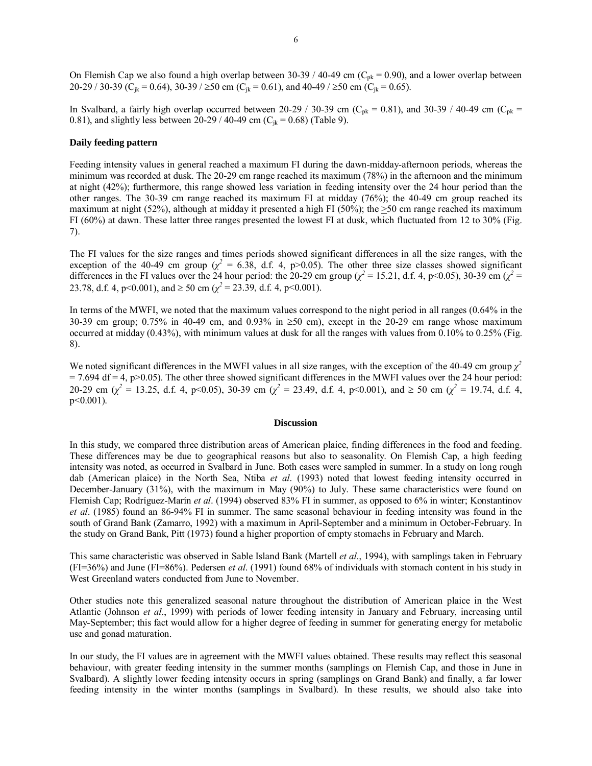On Flemish Cap we also found a high overlap between 30-39 / 40-49 cm ($C_{pk}$ = 0.90), and a lower overlap between 20-29 / 30-39 ($C_{jk}$ = 0.64), 30-39 / ≥50 cm ($C_{jk}$ = 0.61), and 40-49 / ≥50 cm ($C_{jk}$ = 0.65).

In Svalbard, a fairly high overlap occurred between 20-29 / 30-39 cm ($C_{pk}$ = 0.81), and 30-39 / 40-49 cm ($C_{pk}$ = 0.81), and slightly less between 20-29 / 40-49 cm ($C_{jk}$ = 0.68) (Table 9).

**Daily feeding pattern**

Feeding intensity values in general reached a maximum FI during the dawn-midday-afternoon periods, whereas the minimum was recorded at dusk. The 20-29 cm range reached its maximum (78%) in the afternoon and the minimum at night (42%); furthermore, this range showed less variation in feeding intensity over the 24 hour period than the other ranges. The 30-39 cm range reached its maximum FI at midday (76%); the 40-49 cm group reached its maximum at night (52%), although at midday it presented a high FI (50%); the ≥50 cm range reached its maximum FI (60%) at dawn. These latter three ranges presented the lowest FI at dusk, which fluctuated from 12 to 30% (Fig. 7).

The FI values for the size ranges and times periods showed significant differences in all the size ranges, with the exception of the 40-49 cm group ($\chi^2$ = 6.38, d.f. 4, p>0.05). The other three size classes showed significant differences in the FI values over the 24 hour period: the 20-29 cm group ($\chi^2$ = 15.21, d.f. 4, p<0.05), 30-39 cm ($\chi^2$ = 23.78, d.f. 4, p<0.001), and ≥ 50 cm ($\chi^2$ = 23.39, d.f. 4, p<0.001).

In terms of the MWFI, we noted that the maximum values correspond to the night period in all ranges (0.64% in the 30-39 cm group; 0.75% in 40-49 cm, and 0.93% in ≥50 cm), except in the 20-29 cm range whose maximum occurred at midday (0.43%), with minimum values at dusk for all the ranges with values from 0.10% to 0.25% (Fig. 8).

We noted significant differences in the MWFI values in all size ranges, with the exception of the 40-49 cm group $\chi^2$ = 7.694 df = 4, p>0.05). The other three showed significant differences in the MWFI values over the 24 hour period: 20-29 cm ($\chi^2$ = 13.25, d.f. 4, p<0.05), 30-39 cm ($\chi^2$ = 23.49, d.f. 4, p<0.001), and ≥ 50 cm ($\chi^2$ = 19.74, d.f. 4, p<0.001).

## Discussion

In this study, we compared three distribution areas of American plaice, finding differences in the food and feeding. These differences may be due to geographical reasons but also to seasonality. On Flemish Cap, a high feeding intensity was noted, as occurred in Svalbard in June. Both cases were sampled in summer. In a study on long rough dab (American plaice) in the North Sea, Ntiba *et al*. (1993) noted that lowest feeding intensity occurred in December-January (31%), with the maximum in May (90%) to July. These same characteristics were found on Flemish Cap; Rodríguez-Marín *et al*. (1994) observed 83% FI in summer, as opposed to 6% in winter; Konstantinov *et al*. (1985) found an 86-94% FI in summer. The same seasonal behaviour in feeding intensity was found in the south of Grand Bank (Zamarro, 1992) with a maximum in April-September and a minimum in October-February. In the study on Grand Bank, Pitt (1973) found a higher proportion of empty stomachs in February and March.

This same characteristic was observed in Sable Island Bank (Martell *et al*., 1994), with samplings taken in February (FI=36%) and June (FI=86%). Pedersen *et al*. (1991) found 68% of individuals with stomach content in his study in West Greenland waters conducted from June to November.

Other studies note this generalized seasonal nature throughout the distribution of American plaice in the West Atlantic (Johnson *et al*., 1999) with periods of lower feeding intensity in January and February, increasing until May-September; this fact would allow for a higher degree of feeding in summer for generating energy for metabolic use and gonad maturation.

In our study, the FI values are in agreement with the MWFI values obtained. These results may reflect this seasonal behaviour, with greater feeding intensity in the summer months (samplings on Flemish Cap, and those in June in Svalbard). A slightly lower feeding intensity occurs in spring (samplings on Grand Bank) and finally, a far lower feeding intensity in the winter months (samplings in Svalbard). In these results, we should also take into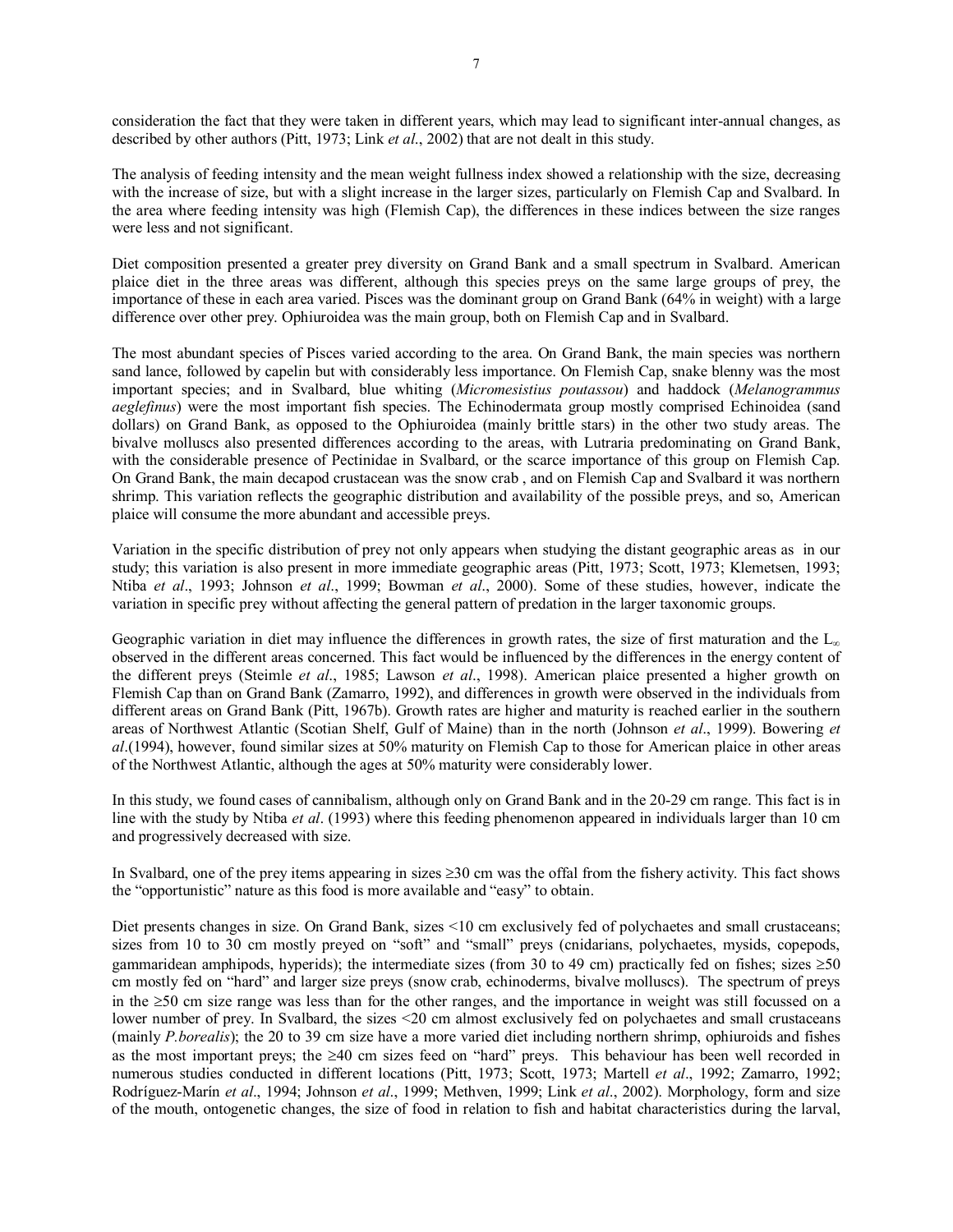consideration the fact that they were taken in different years, which may lead to significant inter-annual changes, as described by other authors (Pitt, 1973; Link *et al*., 2002) that are not dealt in this study.

The analysis of feeding intensity and the mean weight fullness index showed a relationship with the size, decreasing with the increase of size, but with a slight increase in the larger sizes, particularly on Flemish Cap and Svalbard. In the area where feeding intensity was high (Flemish Cap), the differences in these indices between the size ranges were less and not significant.

Diet composition presented a greater prey diversity on Grand Bank and a small spectrum in Svalbard. American plaice diet in the three areas was different, although this species preys on the same large groups of prey, the importance of these in each area varied. Pisces was the dominant group on Grand Bank (64% in weight) with a large difference over other prey. Ophiuroidea was the main group, both on Flemish Cap and in Svalbard.

The most abundant species of Pisces varied according to the area. On Grand Bank, the main species was northern sand lance, followed by capelin but with considerably less importance. On Flemish Cap, snake blenny was the most important species; and in Svalbard, blue whiting (*Micromesistius poutassou*) and haddock (*Melanogrammus aeglefinus*) were the most important fish species. The Echinodermata group mostly comprised Echinoidea (sand dollars) on Grand Bank, as opposed to the Ophiuroidea (mainly brittle stars) in the other two study areas. The bivalve molluscs also presented differences according to the areas, with Lutraria predominating on Grand Bank, with the considerable presence of Pectinidae in Svalbard, or the scarce importance of this group on Flemish Cap. On Grand Bank, the main decapod crustacean was the snow crab , and on Flemish Cap and Svalbard it was northern shrimp. This variation reflects the geographic distribution and availability of the possible preys, and so, American plaice will consume the more abundant and accessible preys.

Variation in the specific distribution of prey not only appears when studying the distant geographic areas as in our study; this variation is also present in more immediate geographic areas (Pitt, 1973; Scott, 1973; Klemetsen, 1993; Ntiba *et al*., 1993; Johnson *et al*., 1999; Bowman *et al*., 2000). Some of these studies, however, indicate the variation in specific prey without affecting the general pattern of predation in the larger taxonomic groups.

Geographic variation in diet may influence the differences in growth rates, the size of first maturation and the $L_\infty$ observed in the different areas concerned. This fact would be influenced by the differences in the energy content of the different preys (Steimle *et al*., 1985; Lawson *et al*., 1998). American plaice presented a higher growth on Flemish Cap than on Grand Bank (Zamarro, 1992), and differences in growth were observed in the individuals from different areas on Grand Bank (Pitt, 1967b). Growth rates are higher and maturity is reached earlier in the southern areas of Northwest Atlantic (Scotian Shelf, Gulf of Maine) than in the north (Johnson *et al*., 1999). Bowering *et al*.(1994), however, found similar sizes at 50% maturity on Flemish Cap to those for American plaice in other areas of the Northwest Atlantic, although the ages at 50% maturity were considerably lower.

In this study, we found cases of cannibalism, although only on Grand Bank and in the 20-29 cm range. This fact is in line with the study by Ntiba *et al*. (1993) where this feeding phenomenon appeared in individuals larger than 10 cm and progressively decreased with size.

In Svalbard, one of the prey items appearing in sizes ≥30 cm was the offal from the fishery activity. This fact shows the "opportunistic" nature as this food is more available and "easy" to obtain.

Diet presents changes in size. On Grand Bank, sizes <10 cm exclusively fed of polychaetes and small crustaceans; sizes from 10 to 30 cm mostly preyed on "soft" and "small" preys (cnidarians, polychaetes, mysids, copepods, gammaridean amphipods, hyperids); the intermediate sizes (from 30 to 49 cm) practically fed on fishes; sizes ≥50 cm mostly fed on "hard" and larger size preys (snow crab, echinoderms, bivalve molluscs). The spectrum of preys in the ≥50 cm size range was less than for the other ranges, and the importance in weight was still focussed on a lower number of prey. In Svalbard, the sizes <20 cm almost exclusively fed on polychaetes and small crustaceans (mainly *P.borealis*); the 20 to 39 cm size have a more varied diet including northern shrimp, ophiuroids and fishes as the most important preys; the ≥40 cm sizes feed on "hard" preys. This behaviour has been well recorded in numerous studies conducted in different locations (Pitt, 1973; Scott, 1973; Martell *et al*., 1992; Zamarro, 1992; Rodríguez-Marín *et al*., 1994; Johnson *et al*., 1999; Methven, 1999; Link *et al*., 2002). Morphology, form and size of the mouth, ontogenetic changes, the size of food in relation to fish and habitat characteristics during the larval,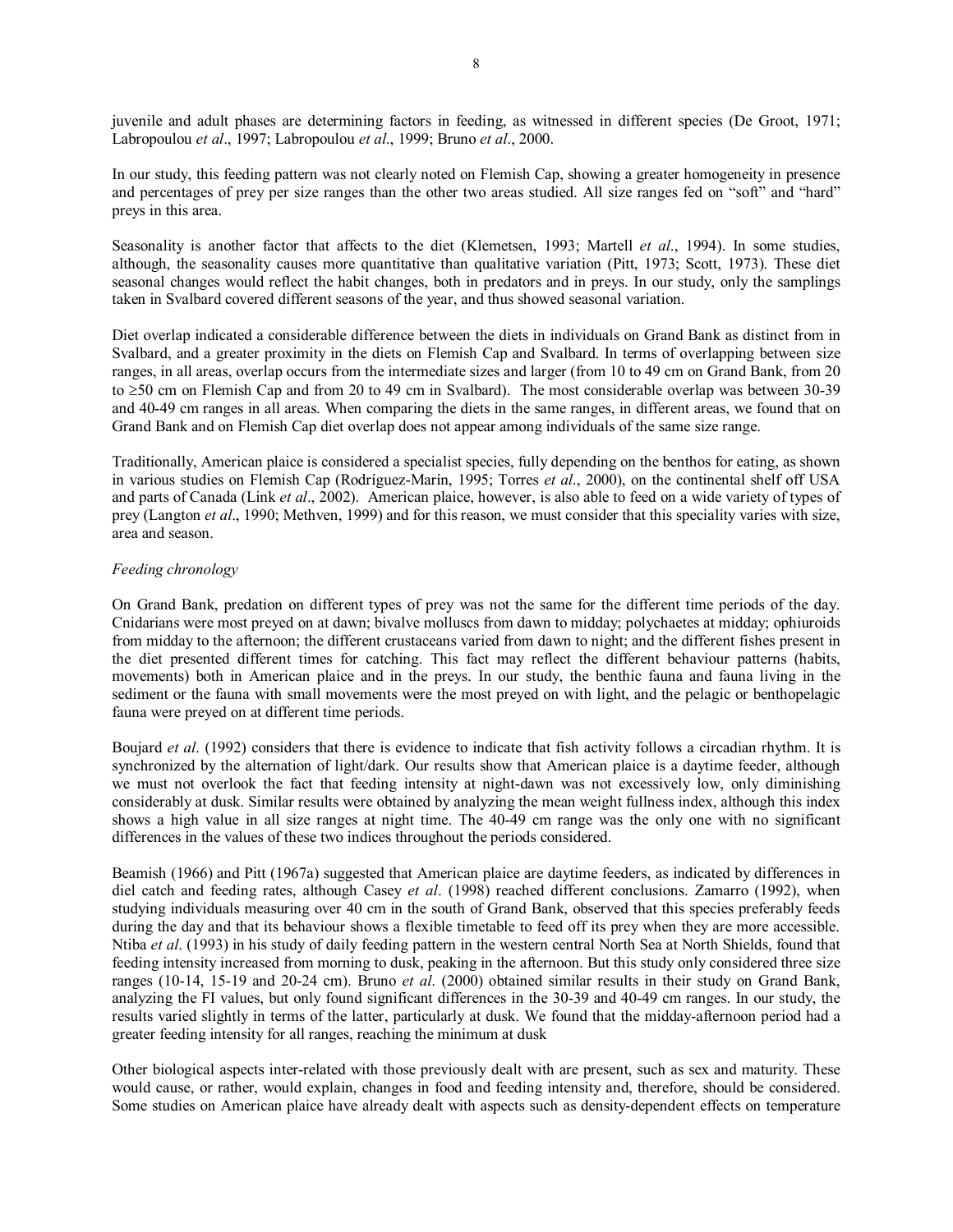juvenile and adult phases are determining factors in feeding, as witnessed in different species (De Groot, 1971; Labropoulou *et al*., 1997; Labropoulou *et al*., 1999; Bruno *et al*., 2000.

In our study, this feeding pattern was not clearly noted on Flemish Cap, showing a greater homogeneity in presence and percentages of prey per size ranges than the other two areas studied. All size ranges fed on "soft" and "hard" preys in this area.

Seasonality is another factor that affects to the diet (Klemetsen, 1993; Martell *et al*., 1994). In some studies, although, the seasonality causes more quantitative than qualitative variation (Pitt, 1973; Scott, 1973). These diet seasonal changes would reflect the habit changes, both in predators and in preys. In our study, only the samplings taken in Svalbard covered different seasons of the year, and thus showed seasonal variation.

Diet overlap indicated a considerable difference between the diets in individuals on Grand Bank as distinct from in Svalbard, and a greater proximity in the diets on Flemish Cap and Svalbard. In terms of overlapping between size ranges, in all areas, overlap occurs from the intermediate sizes and larger (from 10 to 49 cm on Grand Bank, from 20 to ≥50 cm on Flemish Cap and from 20 to 49 cm in Svalbard). The most considerable overlap was between 30-39 and 40-49 cm ranges in all areas. When comparing the diets in the same ranges, in different areas, we found that on Grand Bank and on Flemish Cap diet overlap does not appear among individuals of the same size range.

Traditionally, American plaice is considered a specialist species, fully depending on the benthos for eating, as shown in various studies on Flemish Cap (Rodríguez-Marín, 1995; Torres *et al*., 2000), on the continental shelf off USA and parts of Canada (Link *et al*., 2002). American plaice, however, is also able to feed on a wide variety of types of prey (Langton *et al*., 1990; Methven, 1999) and for this reason, we must consider that this speciality varies with size, area and season.

*Feeding chronology*

On Grand Bank, predation on different types of prey was not the same for the different time periods of the day. Cnidarians were most preyed on at dawn; bivalve molluscs from dawn to midday; polychaetes at midday; ophiuroids from midday to the afternoon; the different crustaceans varied from dawn to night; and the different fishes present in the diet presented different times for catching. This fact may reflect the different behaviour patterns (habits, movements) both in American plaice and in the preys. In our study, the benthic fauna and fauna living in the sediment or the fauna with small movements were the most preyed on with light, and the pelagic or benthopelagic fauna were preyed on at different time periods.

Boujard *et al*. (1992) considers that there is evidence to indicate that fish activity follows a circadian rhythm. It is synchronized by the alternation of light/dark. Our results show that American plaice is a daytime feeder, although we must not overlook the fact that feeding intensity at night-dawn was not excessively low, only diminishing considerably at dusk. Similar results were obtained by analyzing the mean weight fullness index, although this index shows a high value in all size ranges at night time. The 40-49 cm range was the only one with no significant differences in the values of these two indices throughout the periods considered.

Beamish (1966) and Pitt (1967a) suggested that American plaice are daytime feeders, as indicated by differences in diel catch and feeding rates, although Casey *et al*. (1998) reached different conclusions. Zamarro (1992), when studying individuals measuring over 40 cm in the south of Grand Bank, observed that this species preferably feeds during the day and that its behaviour shows a flexible timetable to feed off its prey when they are more accessible. Ntiba *et al*. (1993) in his study of daily feeding pattern in the western central North Sea at North Shields, found that feeding intensity increased from morning to dusk, peaking in the afternoon. But this study only considered three size ranges (10-14, 15-19 and 20-24 cm). Bruno *et al*. (2000) obtained similar results in their study on Grand Bank, analyzing the FI values, but only found significant differences in the 30-39 and 40-49 cm ranges. In our study, the results varied slightly in terms of the latter, particularly at dusk. We found that the midday-afternoon period had a greater feeding intensity for all ranges, reaching the minimum at dusk

Other biological aspects inter-related with those previously dealt with are present, such as sex and maturity. These would cause, or rather, would explain, changes in food and feeding intensity and, therefore, should be considered. Some studies on American plaice have already dealt with aspects such as density-dependent effects on temperature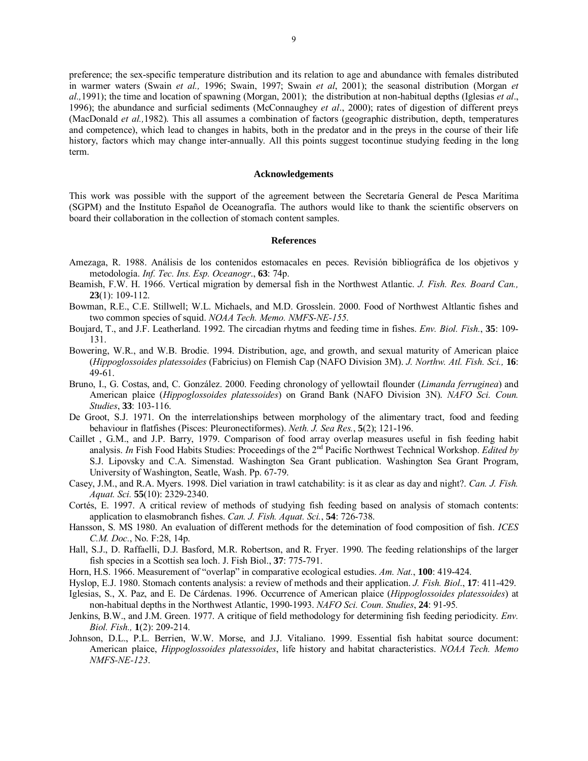preference; the sex-specific temperature distribution and its relation to age and abundance with females distributed in warmer waters (Swain *et al.,* 1996; Swain, 1997; Swain *et al*, 2001); the seasonal distribution (Morgan *et al.,*1991); the time and location of spawning (Morgan, 2001); the distribution at non-habitual depths (Iglesias *et al*., 1996); the abundance and surficial sediments (McConnaughey *et al*., 2000); rates of digestion of different preys (MacDonald *et al.,*1982). This all assumes a combination of factors (geographic distribution, depth, temperatures and competence), which lead to changes in habits, both in the predator and in the preys in the course of their life history, factors which may change inter-annually. All this points suggest tocontinue studying feeding in the long term.

## Acknowledgements

This work was possible with the support of the agreement between the Secretaría General de Pesca Marítima (SGPM) and the Instituto Español de Oceanografía. The authors would like to thank the scientific observers on board their collaboration in the collection of stomach content samples.

## References

Amezaga, R. 1988. Análisis de los contenidos estomacales en peces. Revisión bibliográfica de los objetivos y metodología. *Inf. Tec. Ins. Esp. Oceanogr*., **63**: 74p.

Beamish, F.W. H. 1966. Vertical migration by demersal fish in the Northwest Atlantic. *J. Fish. Res. Board Can.,* **23**(1): 109-112.

Bowman, R.E., C.E. Stillwell; W.L. Michaels, and M.D. Grosslein. 2000. Food of Northwest Altlantic fishes and two common species of squid. *NOAA Tech. Memo. NMFS-NE-155*.

Boujard, T., and J.F. Leatherland. 1992. The circadian rhytms and feeding time in fishes. *Env. Biol. Fish.*, **35**: 109-131.

Bowering, W.R., and W.B. Brodie. 1994. Distribution, age, and growth, and sexual maturity of American plaice (*Hippoglossoides platessoides* (Fabricius) on Flemish Cap (NAFO Division 3M). *J. Northw. Atl. Fish. Sci.,* **16**: 49-61.

Bruno, I., G. Costas, and, C. González. 2000. Feeding chronology of yellowtail flounder (*Limanda ferruginea*) and American plaice (*Hippoglossoides platessoides*) on Grand Bank (NAFO Division 3N). *NAFO Sci. Coun. Studies*, **33**: 103-116.

De Groot, S.J. 1971. On the interrelationships between morphology of the alimentary tract, food and feeding behaviour in flatfishes (Pisces: Pleuronectiformes). *Neth. J. Sea Res.*, **5**(2); 121-196.

Caillet , G.M., and J.P. Barry, 1979. Comparison of food array overlap measures useful in fish feeding habit analysis. *In* Fish Food Habits Studies: Proceedings of the 2nd Pacific Northwest Technical Workshop. *Edited by* S.J. Lipovsky and C.A. Simenstad. Washington Sea Grant publication. Washington Sea Grant Program, University of Washington, Seatle, Wash. Pp. 67-79.

Casey, J.M., and R.A. Myers. 1998. Diel variation in trawl catchability: is it as clear as day and night?. *Can. J. Fish. Aquat. Sci.* **55**(10): 2329-2340.

Cortés, E. 1997. A critical review of methods of studying fish feeding based on analysis of stomach contents: application to elasmobranch fishes. *Can. J. Fish. Aquat. Sci.*, **54**: 726-738.

Hansson, S. MS 1980. An evaluation of different methods for the detemination of food composition of fish. *ICES C.M. Doc.*, No. F:28, 14p.

Hall, S.J., D. Raffaelli, D.J. Basford, M.R. Robertson, and R. Fryer. 1990. The feeding relationships of the larger fish species in a Scottish sea loch. J. Fish Biol., **37**: 775-791.

Horn, H.S. 1966. Measurement of "overlap" in comparative ecological estudies. *Am. Nat.*, **100**: 419-424.

Hyslop, E.J. 1980. Stomach contents analysis: a review of methods and their application. *J. Fish. Biol*., **17**: 411-429.

Iglesias, S., X. Paz, and E. De Cárdenas. 1996. Occurrence of American plaice (*Hippoglossoides platessoides*) at non-habitual depths in the Northwest Atlantic, 1990-1993. *NAFO Sci. Coun. Studies*, **24**: 91-95.

Jenkins, B.W., and J.M. Green. 1977. A critique of field methodology for determining fish feeding periodicity. *Env. Biol. Fish.,* **1**(2): 209-214.

Johnson, D.L., P.L. Berrien, W.W. Morse, and J.J. Vitaliano. 1999. Essential fish habitat source document: American plaice, *Hippoglossoides platessoides*, life history and habitat characteristics. *NOAA Tech. Memo NMFS-NE-123*.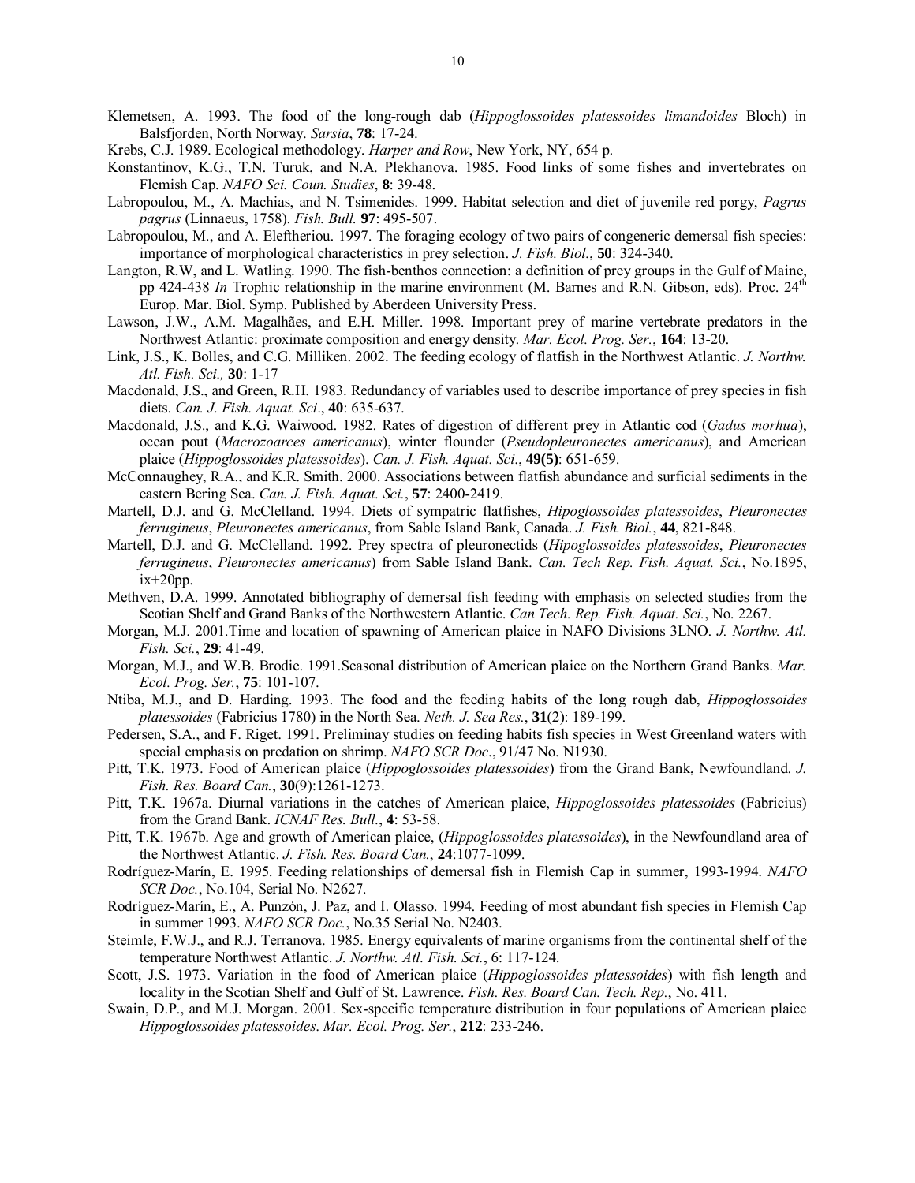Klemetsen, A. 1993. The food of the long-rough dab (*Hippoglossoides platessoides limandoides* Bloch) in Balsfjorden, North Norway. *Sarsia*, **78**: 17-24.

Krebs, C.J. 1989. Ecological methodology. *Harper and Row*, New York, NY, 654 p.

Konstantinov, K.G., T.N. Turuk, and N.A. Plekhanova. 1985. Food links of some fishes and invertebrates on Flemish Cap. *NAFO Sci. Coun. Studies*, **8**: 39-48.

Labropoulou, M., A. Machias, and N. Tsimenides. 1999. Habitat selection and diet of juvenile red porgy, *Pagrus pagrus* (Linnaeus, 1758). *Fish. Bull.* **97**: 495-507.

Labropoulou, M., and A. Eleftheriou. 1997. The foraging ecology of two pairs of congeneric demersal fish species: importance of morphological characteristics in prey selection. *J. Fish. Biol.*, **50**: 324-340.

Langton, R.W, and L. Watling. 1990. The fish-benthos connection: a definition of prey groups in the Gulf of Maine, pp 424-438 *In* Trophic relationship in the marine environment (M. Barnes and R.N. Gibson, eds). Proc. 24th Europ. Mar. Biol. Symp. Published by Aberdeen University Press.

Lawson, J.W., A.M. Magalhães, and E.H. Miller. 1998. Important prey of marine vertebrate predators in the Northwest Atlantic: proximate composition and energy density. *Mar. Ecol. Prog. Ser.*, **164**: 13-20.

Link, J.S., K. Bolles, and C.G. Milliken. 2002. The feeding ecology of flatfish in the Northwest Atlantic. *J. Northw. Atl. Fish. Sci.,* **30**: 1-17

Macdonald, J.S., and Green, R.H. 1983. Redundancy of variables used to describe importance of prey species in fish diets. *Can. J. Fish. Aquat. Sci*., **40**: 635-637.

Macdonald, J.S., and K.G. Waiwood. 1982. Rates of digestion of different prey in Atlantic cod (*Gadus morhua*), ocean pout (*Macrozoarces americanus*), winter flounder (*Pseudopleuronectes americanus*), and American plaice (*Hippoglossoides platessoides*). *Can. J. Fish. Aquat. Sci*., **49(5)**: 651-659.

McConnaughey, R.A., and K.R. Smith. 2000. Associations between flatfish abundance and surficial sediments in the eastern Bering Sea. *Can. J. Fish. Aquat. Sci.*, **57**: 2400-2419.

Martell, D.J. and G. McClelland. 1994. Diets of sympatric flatfishes, *Hipoglossoides platessoides*, *Pleuronectes ferrugineus*, *Pleuronectes americanus*, from Sable Island Bank, Canada. *J. Fish. Biol.*, **44**, 821-848.

Martell, D.J. and G. McClelland. 1992. Prey spectra of pleuronectids (*Hipoglossoides platessoides*, *Pleuronectes ferrugineus*, *Pleuronectes americanus*) from Sable Island Bank. *Can. Tech Rep. Fish. Aquat. Sci.*, No.1895, ix+20pp.

Methven, D.A. 1999. Annotated bibliography of demersal fish feeding with emphasis on selected studies from the Scotian Shelf and Grand Banks of the Northwestern Atlantic. *Can Tech. Rep. Fish. Aquat. Sci.*, No. 2267.

Morgan, M.J. 2001.Time and location of spawning of American plaice in NAFO Divisions 3LNO. *J. Northw. Atl. Fish. Sci.*, **29**: 41-49.

Morgan, M.J., and W.B. Brodie. 1991.Seasonal distribution of American plaice on the Northern Grand Banks. *Mar. Ecol. Prog. Ser.*, **75**: 101-107.

Ntiba, M.J., and D. Harding. 1993. The food and the feeding habits of the long rough dab, *Hippoglossoides platessoides* (Fabricius 1780) in the North Sea. *Neth. J. Sea Res.*, **31**(2): 189-199.

Pedersen, S.A., and F. Riget. 1991. Preliminay studies on feeding habits fish species in West Greenland waters with special emphasis on predation on shrimp. *NAFO SCR Doc*., 91/47 No. N1930.

Pitt, T.K. 1973. Food of American plaice (*Hippoglossoides platessoides*) from the Grand Bank, Newfoundland. *J. Fish. Res. Board Can.*, **30**(9):1261-1273.

Pitt, T.K. 1967a. Diurnal variations in the catches of American plaice, *Hippoglossoides platessoides* (Fabricius) from the Grand Bank. *ICNAF Res. Bull.*, **4**: 53-58.

Pitt, T.K. 1967b. Age and growth of American plaice, (*Hippoglossoides platessoides*), in the Newfoundland area of the Northwest Atlantic. *J. Fish. Res. Board Can.*, **24**:1077-1099.

Rodríguez-Marín, E. 1995. Feeding relationships of demersal fish in Flemish Cap in summer, 1993-1994. *NAFO SCR Doc.*, No.104, Serial No. N2627.

Rodríguez-Marín, E., A. Punzón, J. Paz, and I. Olasso. 1994. Feeding of most abundant fish species in Flemish Cap in summer 1993. *NAFO SCR Doc.*, No.35 Serial No. N2403.

Steimle, F.W.J., and R.J. Terranova. 1985. Energy equivalents of marine organisms from the continental shelf of the temperature Northwest Atlantic. *J. Northw. Atl. Fish. Sci.*, 6: 117-124.

Scott, J.S. 1973. Variation in the food of American plaice (*Hippoglossoides platessoides*) with fish length and locality in the Scotian Shelf and Gulf of St. Lawrence. *Fish. Res. Board Can. Tech. Rep.*, No. 411.

Swain, D.P., and M.J. Morgan. 2001. Sex-specific temperature distribution in four populations of American plaice *Hippoglossoides platessoides*. *Mar. Ecol. Prog. Ser.*, **212**: 233-246.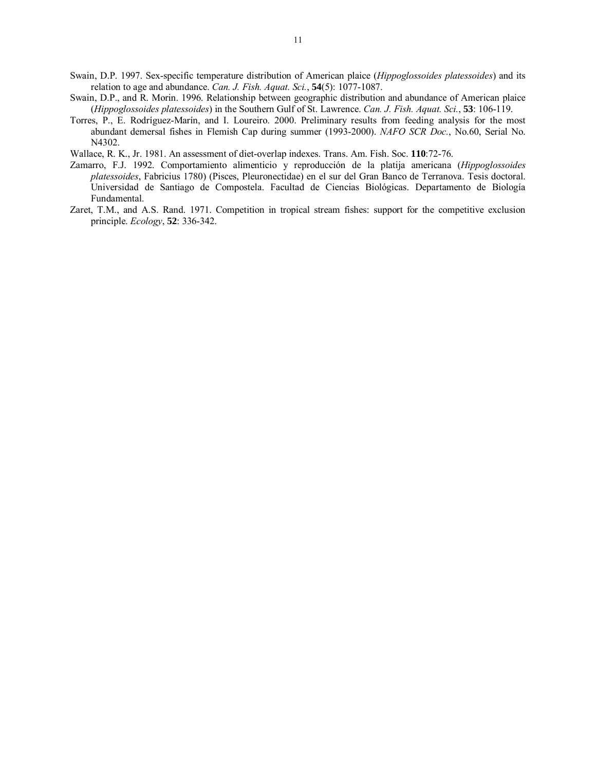Swain, D.P. 1997. Sex-specific temperature distribution of American plaice (*Hippoglossoides platessoides*) and its relation to age and abundance. *Can. J. Fish. Aquat. Sci.*, **54**(5): 1077-1087.

Swain, D.P., and R. Morin. 1996. Relationship between geographic distribution and abundance of American plaice (*Hippoglossoides platessoides*) in the Southern Gulf of St. Lawrence. *Can. J. Fish. Aquat. Sci.*, **53**: 106-119.

Torres, P., E. Rodríguez-Marín, and I. Loureiro. 2000. Preliminary results from feeding analysis for the most abundant demersal fishes in Flemish Cap during summer (1993-2000). *NAFO SCR Doc.*, No.60, Serial No. N4302.

Wallace, R. K., Jr. 1981. An assessment of diet-overlap indexes. Trans. Am. Fish. Soc. **110**:72-76.

Zamarro, F.J. 1992. Comportamiento alimenticio y reproducción de la platija americana (*Hippoglossoides platessoides*, Fabricius 1780) (Pisces, Pleuronectidae) en el sur del Gran Banco de Terranova. Tesis doctoral. Universidad de Santiago de Compostela. Facultad de Ciencias Biológicas. Departamento de Biología Fundamental.

Zaret, T.M., and A.S. Rand. 1971. Competition in tropical stream fishes: support for the competitive exclusion principle. *Ecology*, **52**: 336-342.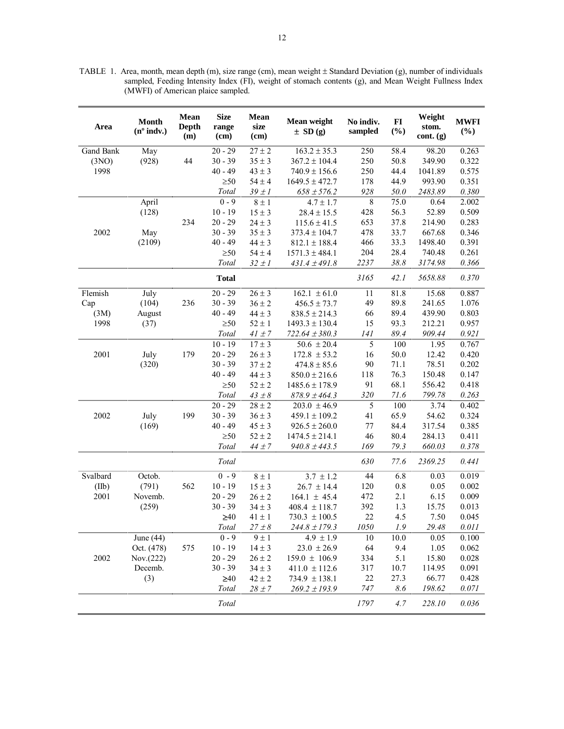TABLE 1. Area, month, mean depth (m), size range (cm), mean weight ± Standard Deviation (g), number of individuals sampled, Feeding Intensity Index (FI), weight of stomach contents (g), and Mean Weight Fullness Index (MWFI) of American plaice sampled.

| Area | Month (nº indv.) | Mean Depth (m) | Size range (cm) | Mean size (cm) | Mean weight ± SD (g) | No indiv. sampled | FI (%) | Weight stom. cont. (g) | MWFI (%) |
|---|---|---|---|---|---|---|---|---|---|
| Gand Bank | May | | 20 - 29 | 27 ± 2 | 163.2 ± 35.3 | 250 | 58.4 | 98.20 | 0.263 |
| (3NO) | (928) | 44 | 30 - 39 | 35 ± 3 | 367.2 ± 104.4 | 250 | 50.8 | 349.90 | 0.322 |
| 1998 | | | 40 - 49 | 43 ± 3 | 740.9 ± 156.6 | 250 | 44.4 | 1041.89 | 0.575 |
| | | | ≥50 | 54 ± 4 | 1649.5 ± 472.7 | 178 | 44.9 | 993.90 | 0.351 |
| | | | *Total* | *39 ± 1* | *658 ± 576.2* | *928* | *50.0* | *2483.89* | *0.380* |
| | April | | 0 - 9 | 8 ± 1 | 4.7 ± 1.7 | 8 | 75.0 | 0.64 | 2.002 |
| | (128) | | 10 - 19 | 15 ± 3 | 28.4 ± 15.5 | 428 | 56.3 | 52.89 | 0.509 |
| | | 234 | 20 - 29 | 24 ± 3 | 115.6 ± 41.5 | 653 | 37.8 | 214.90 | 0.283 |
| 2002 | May | | 30 - 39 | 35 ± 3 | 373.4 ± 104.7 | 478 | 33.7 | 667.68 | 0.346 |
| | (2109) | | 40 - 49 | 44 ± 3 | 812.1 ± 188.4 | 466 | 33.3 | 1498.40 | 0.391 |
| | | | ≥50 | 54 ± 4 | 1571.3 ± 484.1 | 204 | 28.4 | 740.48 | 0.261 |
| | | | *Total* | *32 ± 1* | *431.4 ± 491.8* | *2237* | *38.8* | *3174.98* | *0.366* |
| | | | **Total** | | | *3165* | *42.1* | *5658.88* | *0.370* |
| Flemish | July | | 20 - 29 | 26 ± 3 | 162.1 ± 61.0 | 11 | 81.8 | 15.68 | 0.887 |
| Cap | (104) | 236 | 30 - 39 | 36 ± 2 | 456.5 ± 73.7 | 49 | 89.8 | 241.65 | 1.076 |
| (3M) | August | | 40 - 49 | 44 ± 3 | 838.5 ± 214.3 | 66 | 89.4 | 439.90 | 0.803 |
| 1998 | (37) | | ≥50 | 52 ± 1 | 1493.3 ± 130.4 | 15 | 93.3 | 212.21 | 0.957 |
| | | | *Total* | *41 ± 7* | *722.64 ± 380.3* | *141* | *89.4* | *909.44* | *0.921* |
| | | | 10 - 19 | 17 ± 3 | 50.6 ± 20.4 | 5 | 100 | 1.95 | 0.767 |
| 2001 | July | 179 | 20 - 29 | 26 ± 3 | 172.8 ± 53.2 | 16 | 50.0 | 12.42 | 0.420 |
| | (320) | | 30 - 39 | 37 ± 2 | 474.8 ± 85.6 | 90 | 71.1 | 78.51 | 0.202 |
| | | | 40 - 49 | 44 ± 3 | 850.0 ± 216.6 | 118 | 76.3 | 150.48 | 0.147 |
| | | | ≥50 | 52 ± 2 | 1485.6 ± 178.9 | 91 | 68.1 | 556.42 | 0.418 |
| | | | *Total* | *43 ± 8* | *878.9 ± 464.3* | *320* | *71.6* | *799.78* | *0.263* |
| | | | 20 - 29 | 28 ± 2 | 203.0 ± 46.9 | 5 | 100 | 3.74 | 0.402 |
| 2002 | July | 199 | 30 - 39 | 36 ± 3 | 459.1 ± 109.2 | 41 | 65.9 | 54.62 | 0.324 |
| | (169) | | 40 - 49 | 45 ± 3 | 926.5 ± 260.0 | 77 | 84.4 | 317.54 | 0.385 |
| | | | ≥50 | 52 ± 2 | 1474.5 ± 214.1 | 46 | 80.4 | 284.13 | 0.411 |
| | | | *Total* | *44 ± 7* | *940.8 ± 443.5* | *169* | *79.3* | *660.03* | *0.378* |
| | | | *Total* | | | *630* | *77.6* | *2369.25* | *0.441* |
| Svalbard | Octob. | | 0 - 9 | 8 ± 1 | 3.7 ± 1.2 | 44 | 6.8 | 0.03 | 0.019 |
| (IIb) | (791) | 562 | 10 - 19 | 15 ± 3 | 26.7 ± 14.4 | 120 | 0.8 | 0.05 | 0.002 |
| 2001 | Novemb. | | 20 - 29 | 26 ± 2 | 164.1 ± 45.4 | 472 | 2.1 | 6.15 | 0.009 |
| | (259) | | 30 - 39 | 34 ± 3 | 408.4 ± 118.7 | 392 | 1.3 | 15.75 | 0.013 |
| | | | ≥40 | 41 ± 1 | 730.3 ± 100.5 | 22 | 4.5 | 7.50 | 0.045 |
| | | | *Total* | *27 ± 8* | *244.8 ± 179.3* | *1050* | *1.9* | *29.48* | *0.011* |
| | June (44) | | 0 - 9 | 9 ± 1 | 4.9 ± 1.9 | 10 | 10.0 | 0.05 | 0.100 |
| | Oct. (478) | 575 | 10 - 19 | 14 ± 3 | 23.0 ± 26.9 | 64 | 9.4 | 1.05 | 0.062 |
| 2002 | Nov.(222) | | 20 - 29 | 26 ± 2 | 159.0 ± 106.9 | 334 | 5.1 | 15.80 | 0.028 |
| | Decemb. | | 30 - 39 | 34 ± 3 | 411.0 ± 112.6 | 317 | 10.7 | 114.95 | 0.091 |
| | (3) | | ≥40 | 42 ± 2 | 734.9 ± 138.1 | 22 | 27.3 | 66.77 | 0.428 |
| | | | *Total* | *28 ± 7* | *269.2 ± 193.9* | *747* | *8.6* | *198.62* | *0.071* |
| | | | *Total* | | | *1797* | *4.7* | *228.10* | *0.036* |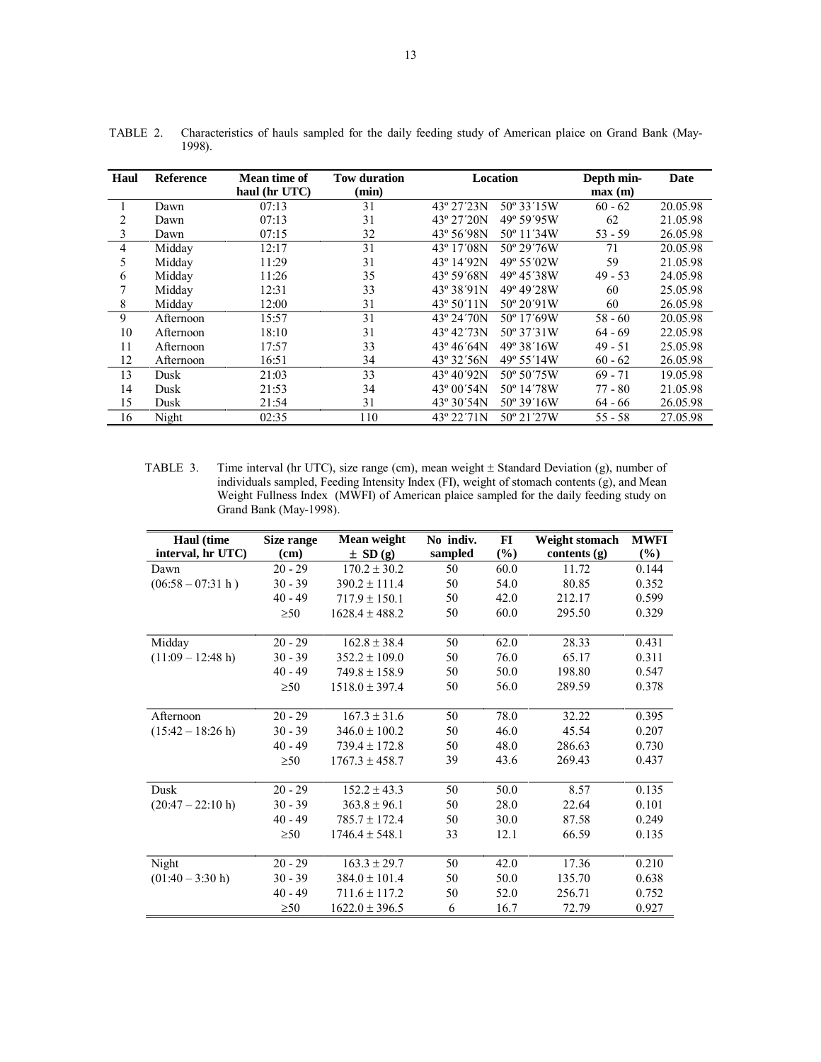TABLE 2. Characteristics of hauls sampled for the daily feeding study of American plaice on Grand Bank (May-1998).

| Haul | Reference | Mean time of haul (hr UTC) | Tow duration (min) | Location | | Depth min-max (m) | Date |
|---|---|---|---|---|---|---|---|
| 1 | Dawn | 07:13 | 31 | 43º 27´23N | 50º 33´15W | 60 - 62 | 20.05.98 |
| 2 | Dawn | 07:13 | 31 | 43º 27´20N | 49º 59´95W | 62 | 21.05.98 |
| 3 | Dawn | 07:15 | 32 | 43º 56´98N | 50º 11´34W | 53 - 59 | 26.05.98 |
| 4 | Midday | 12:17 | 31 | 43º 17´08N | 50º 29´76W | 71 | 20.05.98 |
| 5 | Midday | 11:29 | 31 | 43º 14´92N | 49º 55´02W | 59 | 21.05.98 |
| 6 | Midday | 11:26 | 35 | 43º 59´68N | 49º 45´38W | 49 - 53 | 24.05.98 |
| 7 | Midday | 12:31 | 33 | 43º 38´91N | 49º 49´28W | 60 | 25.05.98 |
| 8 | Midday | 12:00 | 31 | 43º 50´11N | 50º 20´91W | 60 | 26.05.98 |
| 9 | Afternoon | 15:57 | 31 | 43º 24´70N | 50º 17´69W | 58 - 60 | 20.05.98 |
| 10 | Afternoon | 18:10 | 31 | 43º 42´73N | 50º 37´31W | 64 - 69 | 22.05.98 |
| 11 | Afternoon | 17:57 | 33 | 43º 46´64N | 49º 38´16W | 49 - 51 | 25.05.98 |
| 12 | Afternoon | 16:51 | 34 | 43º 32´56N | 49º 55´14W | 60 - 62 | 26.05.98 |
| 13 | Dusk | 21:03 | 33 | 43º 40´92N | 50º 50´75W | 69 - 71 | 19.05.98 |
| 14 | Dusk | 21:53 | 34 | 43º 00´54N | 50º 14´78W | 77 - 80 | 21.05.98 |
| 15 | Dusk | 21:54 | 31 | 43º 30´54N | 50º 39´16W | 64 - 66 | 26.05.98 |
| 16 | Night | 02:35 | 110 | 43º 22´71N | 50º 21´27W | 55 - 58 | 27.05.98 |

TABLE 3. Time interval (hr UTC), size range (cm), mean weight ± Standard Deviation (g), number of individuals sampled, Feeding Intensity Index (FI), weight of stomach contents (g), and Mean Weight Fullness Index (MWFI) of American plaice sampled for the daily feeding study on Grand Bank (May-1998).

| Haul (time interval, hr UTC) | Size range (cm) | Mean weight ± SD (g) | No indiv. sampled | FI (%) | Weight stomach contents (g) | MWFI (%) |
|---|---|---|---|---|---|---|
| Dawn | 20 - 29 | 170.2 ± 30.2 | 50 | 60.0 | 11.72 | 0.144 |
| (06:58 – 07:31 h ) | 30 - 39 | 390.2 ± 111.4 | 50 | 54.0 | 80.85 | 0.352 |
| | 40 - 49 | 717.9 ± 150.1 | 50 | 42.0 | 212.17 | 0.599 |
| | ≥50 | 1628.4 ± 488.2 | 50 | 60.0 | 295.50 | 0.329 |
| Midday | 20 - 29 | 162.8 ± 38.4 | 50 | 62.0 | 28.33 | 0.431 |
| (11:09 – 12:48 h) | 30 - 39 | 352.2 ± 109.0 | 50 | 76.0 | 65.17 | 0.311 |
| | 40 - 49 | 749.8 ± 158.9 | 50 | 50.0 | 198.80 | 0.547 |
| | ≥50 | 1518.0 ± 397.4 | 50 | 56.0 | 289.59 | 0.378 |
| Afternoon | 20 - 29 | 167.3 ± 31.6 | 50 | 78.0 | 32.22 | 0.395 |
| (15:42 – 18:26 h) | 30 - 39 | 346.0 ± 100.2 | 50 | 46.0 | 45.54 | 0.207 |
| | 40 - 49 | 739.4 ± 172.8 | 50 | 48.0 | 286.63 | 0.730 |
| | ≥50 | 1767.3 ± 458.7 | 39 | 43.6 | 269.43 | 0.437 |
| Dusk | 20 - 29 | 152.2 ± 43.3 | 50 | 50.0 | 8.57 | 0.135 |
| (20:47 – 22:10 h) | 30 - 39 | 363.8 ± 96.1 | 50 | 28.0 | 22.64 | 0.101 |
| | 40 - 49 | 785.7 ± 172.4 | 50 | 30.0 | 87.58 | 0.249 |
| | ≥50 | 1746.4 ± 548.1 | 33 | 12.1 | 66.59 | 0.135 |
| Night | 20 - 29 | 163.3 ± 29.7 | 50 | 42.0 | 17.36 | 0.210 |
| (01:40 – 3:30 h) | 30 - 39 | 384.0 ± 101.4 | 50 | 50.0 | 135.70 | 0.638 |
| | 40 - 49 | 711.6 ± 117.2 | 50 | 52.0 | 256.71 | 0.752 |
| | ≥50 | 1622.0 ± 396.5 | 6 | 16.7 | 72.79 | 0.927 |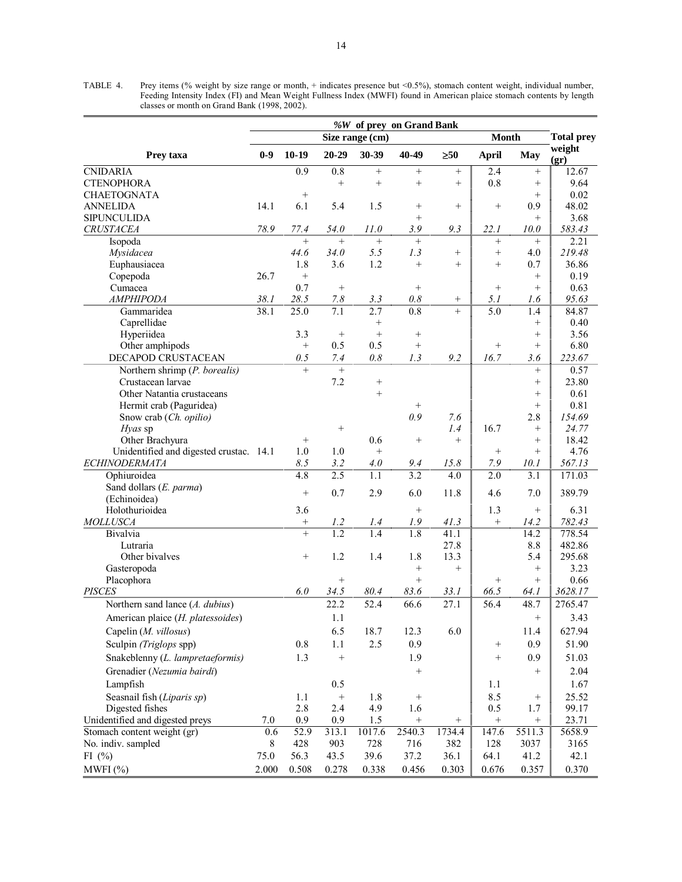TABLE 4. Prey items (% weight by size range or month, + indicates presence but <0.5%), stomach content weight, individual number, Feeding Intensity Index (FI) and Mean Weight Fullness Index (MWFI) found in American plaice stomach contents by length classes or month on Grand Bank (1998, 2002).

| | *%W* of prey on Grand Bank | | | | | | | | |
|---|---|---|---|---|---|---|---|---|---|
| | Size range (cm) | | | | | | Month | | Total prey |
| Prey taxa | 0-9 | 10-19 | 20-29 | 30-39 | 40-49 | ≥50 | April | May | weight (gr) |
| CNIDARIA | | 0.9 | 0.8 | + | + | + | 2.4 | + | 12.67 |
| CTENOPHORA | | | + | + | + | + | 0.8 | + | 9.64 |
| CHAETOGNATA | | + | | | | | | + | 0.02 |
| ANNELIDA | 14.1 | 6.1 | 5.4 | 1.5 | + | + | + | 0.9 | 48.02 |
| SIPUNCULIDA | | | | | + | | | + | 3.68 |
| *CRUSTACEA* | *78.9* | *77.4* | *54.0* | *11.0* | *3.9* | *9.3* | *22.1* | *10.0* | *583.43* |
| Isopoda | | + | + | + | + | | + | + | 2.21 |
| *Mysidacea* | | *44.6* | *34.0* | *5.5* | *1.3* | + | + | 4.0 | *219.48* |
| Euphausiacea | | 1.8 | 3.6 | 1.2 | + | + | + | 0.7 | 36.86 |
| Copepoda | 26.7 | + | | | | | | + | 0.19 |
| Cumacea | | 0.7 | + | | + | | + | + | 0.63 |
| *AMPHIPODA* | *38.1* | *28.5* | *7.8* | *3.3* | *0.8* | + | *5.1* | *1.6* | *95.63* |
| Gammaridea | 38.1 | 25.0 | 7.1 | 2.7 | 0.8 | + | 5.0 | 1.4 | 84.87 |
| Caprellidae | | | | + | | | | + | 0.40 |
| Hyperiidea | | 3.3 | + | + | + | | | + | 3.56 |
| Other amphipods | | + | 0.5 | 0.5 | + | | + | + | 6.80 |
| DECAPOD CRUSTACEAN | | *0.5* | *7.4* | *0.8* | *1.3* | *9.2* | *16.7* | *3.6* | *223.67* |
| Northern shrimp (*P. borealis*) | | + | + | | | | | + | 0.57 |
| Crustacean larvae | | | 7.2 | + | | | | + | 23.80 |
| Other Natantia crustaceans | | | | + | | | | + | 0.61 |
| Hermit crab (Paguridea) | | | | | + | | | + | 0.81 |
| Snow crab (*Ch. opilio*) | | | | | *0.9* | *7.6* | | 2.8 | *154.69* |
| *Hyas* sp | | | + | | | *1.4* | 16.7 | + | *24.77* |
| Other Brachyura | | + | | 0.6 | + | + | | + | 18.42 |
| Unidentified and digested crustac. | 14.1 | 1.0 | 1.0 | + | | | + | + | 4.76 |
| *ECHINODERMATA* | | *8.5* | *3.2* | *4.0* | *9.4* | *15.8* | *7.9* | *10.1* | *567.13* |
| Ophiuroidea | | 4.8 | 2.5 | 1.1 | 3.2 | 4.0 | 2.0 | 3.1 | 171.03 |
| Sand dollars (*E. parma*) (Echinoidea) | | + | 0.7 | 2.9 | 6.0 | 11.8 | 4.6 | 7.0 | 389.79 |
| Holothurioidea | | 3.6 | | | + | | 1.3 | + | 6.31 |
| *MOLLUSCA* | | + | *1.2* | *1.4* | *1.9* | *41.3* | + | *14.2* | *782.43* |
| Bivalvia | | + | 1.2 | 1.4 | 1.8 | 41.1 | | 14.2 | 778.54 |
| Lutraria | | | | | | 27.8 | | 8.8 | 482.86 |
| Other bivalves | | + | 1.2 | 1.4 | 1.8 | 13.3 | | 5.4 | 295.68 |
| Gasteropoda | | | | | + | + | | + | 3.23 |
| Placophora | | | + | | + | | + | + | 0.66 |
| *PISCES* | | *6.0* | *34.5* | *80.4* | *83.6* | *33.1* | *66.5* | *64.1* | *3628.17* |
| Northern sand lance (*A. dubius*) | | | 22.2 | 52.4 | 66.6 | 27.1 | 56.4 | 48.7 | 2765.47 |
| American plaice (*H. platessoides*) | | | 1.1 | | | | | + | 3.43 |
| Capelin (*M. villosus*) | | | 6.5 | 18.7 | 12.3 | 6.0 | | 11.4 | 627.94 |
| Sculpin *(Triglops* spp) | | 0.8 | 1.1 | 2.5 | 0.9 | | + | 0.9 | 51.90 |
| Snakeblenny (*L. lampretaeformis)* | | 1.3 | + | | 1.9 | | + | 0.9 | 51.03 |
| Grenadier (*Nezumia bairdi*) | | | | | + | | | + | 2.04 |
| Lampfish | | | 0.5 | | | | 1.1 | | 1.67 |
| Seasnail fish (*Liparis sp*) | | 1.1 | + | 1.8 | + | | 8.5 | + | 25.52 |
| Digested fishes | | 2.8 | 2.4 | 4.9 | 1.6 | | 0.5 | 1.7 | 99.17 |
| Unidentified and digested preys | 7.0 | 0.9 | 0.9 | 1.5 | + | + | + | + | 23.71 |
| Stomach content weight (gr) | 0.6 | 52.9 | 313.1 | 1017.6 | 2540.3 | 1734.4 | 147.6 | 5511.3 | 5658.9 |
| No. indiv. sampled | 8 | 428 | 903 | 728 | 716 | 382 | 128 | 3037 | 3165 |
| FI (%) | 75.0 | 56.3 | 43.5 | 39.6 | 37.2 | 36.1 | 64.1 | 41.2 | 42.1 |
| MWFI (%) | 2.000 | 0.508 | 0.278 | 0.338 | 0.456 | 0.303 | 0.676 | 0.357 | 0.370 |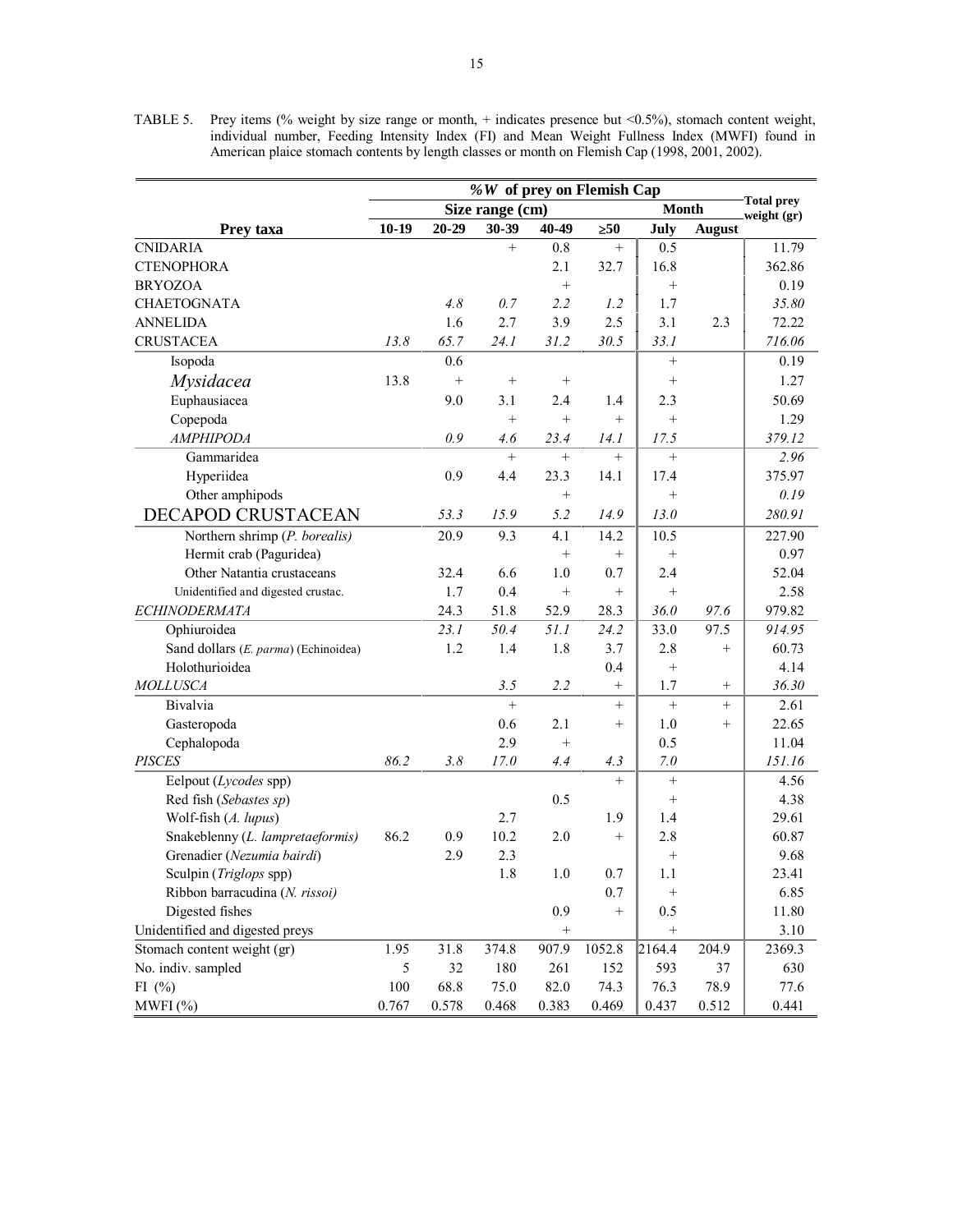TABLE 5. Prey items (% weight by size range or month, + indicates presence but <0.5%), stomach content weight, individual number, Feeding Intensity Index (FI) and Mean Weight Fullness Index (MWFI) found in American plaice stomach contents by length classes or month on Flemish Cap (1998, 2001, 2002).

| | *%W* of prey on Flemish Cap | | | | | | | |
|---|---|---|---|---|---|---|---|---|
| | Size range (cm) | | | | | Month | | Total prey weight (gr) |
| **Prey taxa** | 10-19 | 20-29 | 30-39 | 40-49 | ≥50 | July | August | |
| CNIDARIA | | | + | 0.8 | + | 0.5 | | 11.79 |
| CTENOPHORA | | | | 2.1 | 32.7 | 16.8 | | 362.86 |
| BRYOZOA | | | | + | | + | | 0.19 |
| CHAETOGNATA | | *4.8* | *0.7* | *2.2* | *1.2* | 1.7 | | *35.80* |
| ANNELIDA | | 1.6 | 2.7 | 3.9 | 2.5 | 3.1 | 2.3 | 72.22 |
| CRUSTACEA | *13.8* | *65.7* | *24.1* | *31.2* | *30.5* | *33.1* | | *716.06* |
| Isopoda | | 0.6 | | | | + | | 0.19 |
| *Mysidacea* | 13.8 | + | + | + | | + | | 1.27 |
| Euphausiacea | | 9.0 | 3.1 | 2.4 | 1.4 | 2.3 | | 50.69 |
| Copepoda | | | + | + | + | + | | 1.29 |
| *AMPHIPODA* | | *0.9* | *4.6* | *23.4* | *14.1* | *17.5* | | *379.12* |
| Gammaridea | | | + | + | + | + | | *2.96* |
| Hyperiidea | | 0.9 | 4.4 | 23.3 | 14.1 | 17.4 | | 375.97 |
| Other amphipods | | | | + | | + | | *0.19* |
| DECAPOD CRUSTACEAN | | *53.3* | *15.9* | *5.2* | *14.9* | *13.0* | | *280.91* |
| Northern shrimp (*P. borealis*) | | 20.9 | 9.3 | 4.1 | 14.2 | 10.5 | | 227.90 |
| Hermit crab (Paguridea) | | | | + | + | + | | 0.97 |
| Other Natantia crustaceans | | 32.4 | 6.6 | 1.0 | 0.7 | 2.4 | | 52.04 |
| Unidentified and digested crustac. | | 1.7 | 0.4 | + | + | + | | 2.58 |
| *ECHINODERMATA* | | 24.3 | 51.8 | 52.9 | 28.3 | *36.0* | *97.6* | 979.82 |
| Ophiuroidea | | *23.1* | *50.4* | *51.1* | *24.2* | 33.0 | 97.5 | *914.95* |
| Sand dollars (*E. parma*) (Echinoidea) | | 1.2 | 1.4 | 1.8 | 3.7 | 2.8 | + | 60.73 |
| Holothurioidea | | | | | 0.4 | + | | 4.14 |
| *MOLLUSCA* | | | *3.5* | *2.2* | + | 1.7 | + | *36.30* |
| Bivalvia | | | + | | + | + | + | 2.61 |
| Gasteropoda | | | 0.6 | 2.1 | + | 1.0 | + | 22.65 |
| Cephalopoda | | | 2.9 | + | | 0.5 | | 11.04 |
| *PISCES* | *86.2* | *3.8* | *17.0* | *4.4* | *4.3* | *7.0* | | *151.16* |
| Eelpout (*Lycodes* spp) | | | | | + | + | | 4.56 |
| Red fish (*Sebastes sp*) | | | | 0.5 | | + | | 4.38 |
| Wolf-fish (*A. lupus*) | | | 2.7 | | 1.9 | 1.4 | | 29.61 |
| Snakeblenny (*L. lampretaeformis*) | 86.2 | 0.9 | 10.2 | 2.0 | + | 2.8 | | 60.87 |
| Grenadier (*Nezumia bairdi*) | | 2.9 | 2.3 | | | + | | 9.68 |
| Sculpin (*Triglops* spp) | | | 1.8 | 1.0 | 0.7 | 1.1 | | 23.41 |
| Ribbon barracudina (*N. rissoi)* | | | | | 0.7 | + | | 6.85 |
| Digested fishes | | | | 0.9 | + | 0.5 | | 11.80 |
| Unidentified and digested preys | | | | + | | + | | 3.10 |
| Stomach content weight (gr) | 1.95 | 31.8 | 374.8 | 907.9 | 1052.8 | 2164.4 | 204.9 | 2369.3 |
| No. indiv. sampled | 5 | 32 | 180 | 261 | 152 | 593 | 37 | 630 |
| FI (%) | 100 | 68.8 | 75.0 | 82.0 | 74.3 | 76.3 | 78.9 | 77.6 |
| MWFI (%) | 0.767 | 0.578 | 0.468 | 0.383 | 0.469 | 0.437 | 0.512 | 0.441 |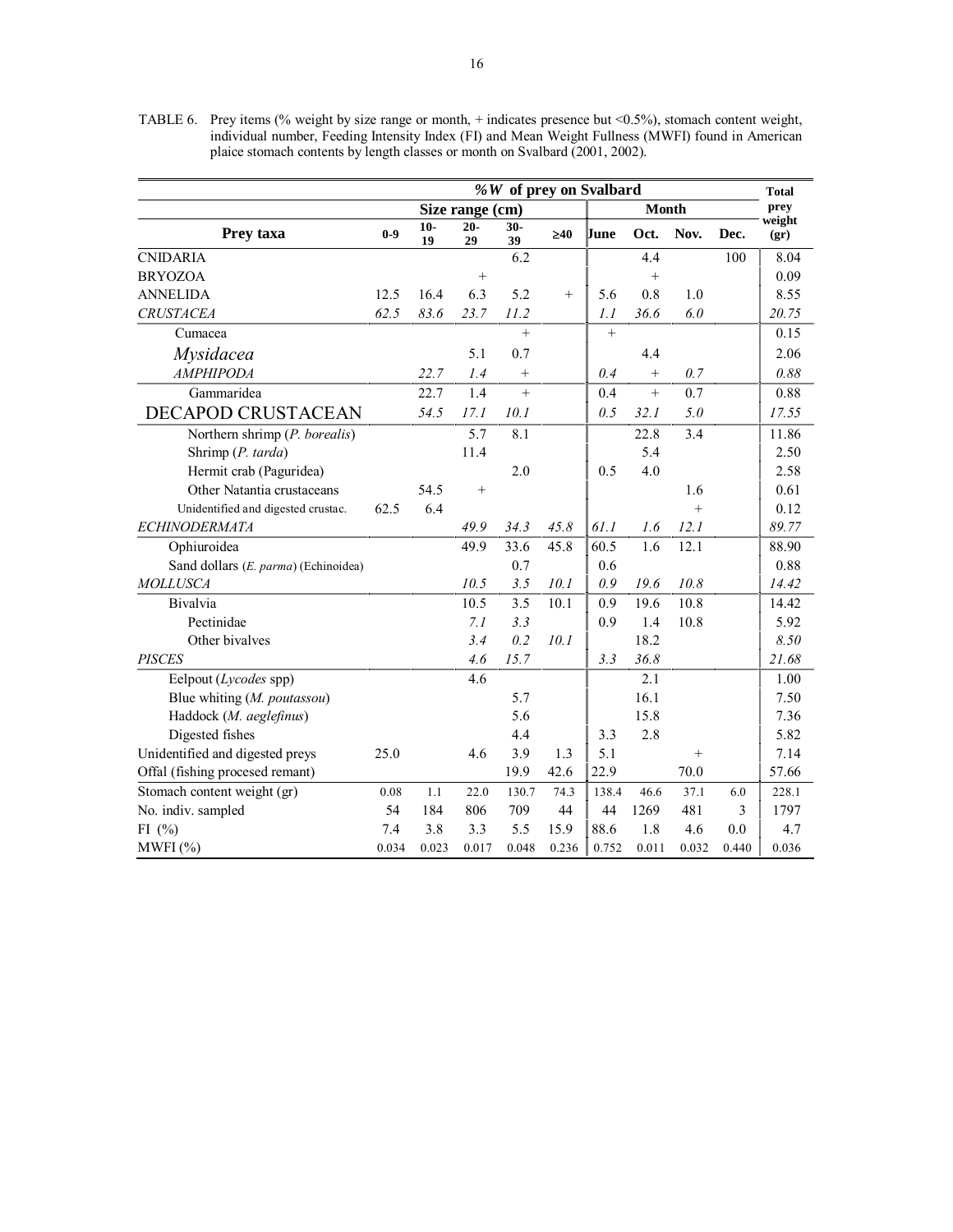TABLE 6. Prey items (% weight by size range or month, + indicates presence but <0.5%), stomach content weight, individual number, Feeding Intensity Index (FI) and Mean Weight Fullness (MWFI) found in American plaice stomach contents by length classes or month on Svalbard (2001, 2002).

| | *%W* of prey on Svalbard | | | | | | | | | Total prey weight (gr) |
|---|---|---|---|---|---|---|---|---|---|---|
| | Size range (cm) | | | | | Month | | | | |
| **Prey taxa** | **0-9** | **10-19** | **20-29** | **30-39** | **≥40** | **June** | **Oct.** | **Nov.** | **Dec.** | |
| CNIDARIA | | | | 6.2 | | | 4.4 | | 100 | 8.04 |
| BRYOZOA | | | + | | | | + | | | 0.09 |
| ANNELIDA | 12.5 | 16.4 | 6.3 | 5.2 | + | 5.6 | 0.8 | 1.0 | | 8.55 |
| *CRUSTACEA* | *62.5* | *83.6* | *23.7* | *11.2* | | *1.1* | *36.6* | *6.0* | | *20.75* |
| Cumacea | | | | + | | + | | | | 0.15 |
| *Mysidacea* | | | 5.1 | 0.7 | | | 4.4 | | | 2.06 |
| *AMPHIPODA* | | *22.7* | *1.4* | + | | *0.4* | + | *0.7* | | *0.88* |
| Gammaridea | | 22.7 | 1.4 | + | | 0.4 | + | 0.7 | | 0.88 |
| DECAPOD CRUSTACEAN | | *54.5* | *17.1* | *10.1* | | *0.5* | *32.1* | *5.0* | | *17.55* |
| Northern shrimp (*P. borealis*) | | | 5.7 | 8.1 | | | 22.8 | 3.4 | | 11.86 |
| Shrimp (*P. tarda*) | | | 11.4 | | | | 5.4 | | | 2.50 |
| Hermit crab (Paguridea) | | | | 2.0 | | 0.5 | 4.0 | | | 2.58 |
| Other Natantia crustaceans | | 54.5 | + | | | | | 1.6 | | 0.61 |
| Unidentified and digested crustac. | 62.5 | 6.4 | | | | | | + | | 0.12 |
| *ECHINODERMATA* | | | *49.9* | *34.3* | *45.8* | *61.1* | *1.6* | *12.1* | | *89.77* |
| Ophiuroidea | | | 49.9 | 33.6 | 45.8 | 60.5 | 1.6 | 12.1 | | 88.90 |
| Sand dollars (*E. parma*) (Echinoidea) | | | | 0.7 | | 0.6 | | | | 0.88 |
| *MOLLUSCA* | | | *10.5* | *3.5* | *10.1* | *0.9* | *19.6* | *10.8* | | *14.42* |
| Bivalvia | | | 10.5 | 3.5 | 10.1 | 0.9 | 19.6 | 10.8 | | 14.42 |
| Pectinidae | | | *7.1* | *3.3* | | 0.9 | 1.4 | 10.8 | | 5.92 |
| Other bivalves | | | *3.4* | *0.2* | *10.1* | | 18.2 | | | *8.50* |
| *PISCES* | | | *4.6* | *15.7* | | *3.3* | *36.8* | | | *21.68* |
| Eelpout (*Lycodes* spp) | | | 4.6 | | | | 2.1 | | | 1.00 |
| Blue whiting (*M. poutassou*) | | | | 5.7 | | | 16.1 | | | 7.50 |
| Haddock (*M. aeglefinus*) | | | | 5.6 | | | 15.8 | | | 7.36 |
| Digested fishes | | | | 4.4 | | 3.3 | 2.8 | | | 5.82 |
| Unidentified and digested preys | 25.0 | | 4.6 | 3.9 | 1.3 | 5.1 | | + | | 7.14 |
| Offal (fishing procesed remant) | | | | 19.9 | 42.6 | 22.9 | | 70.0 | | 57.66 |
| Stomach content weight (gr) | 0.08 | 1.1 | 22.0 | 130.7 | 74.3 | 138.4 | 46.6 | 37.1 | 6.0 | 228.1 |
| No. indiv. sampled | 54 | 184 | 806 | 709 | 44 | 44 | 1269 | 481 | 3 | 1797 |
| FI (%) | 7.4 | 3.8 | 3.3 | 5.5 | 15.9 | 88.6 | 1.8 | 4.6 | 0.0 | 4.7 |
| MWFI (%) | 0.034 | 0.023 | 0.017 | 0.048 | 0.236 | 0.752 | 0.011 | 0.032 | 0.440 | 0.036 |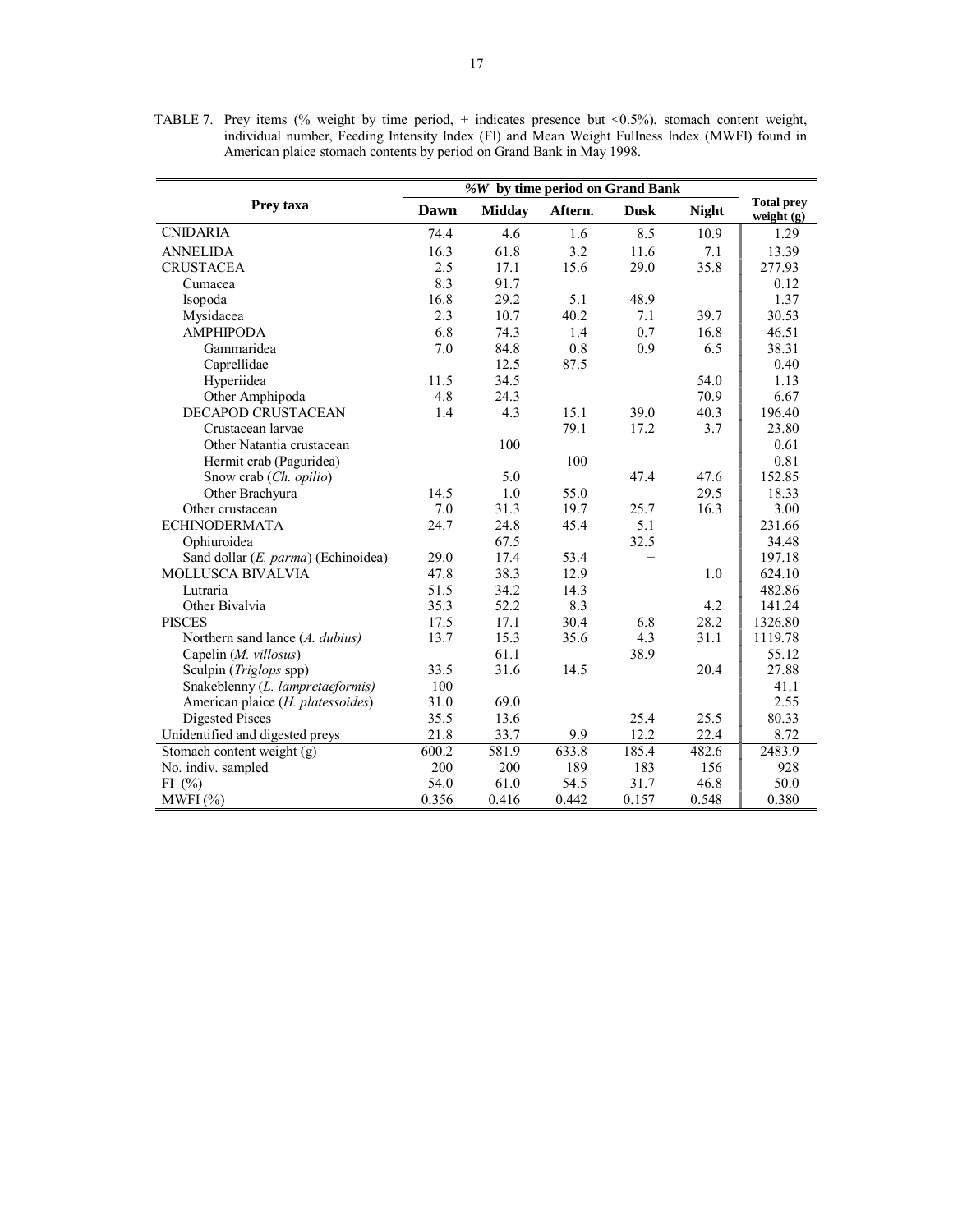TABLE 7. Prey items (% weight by time period, + indicates presence but <0.5%), stomach content weight, individual number, Feeding Intensity Index (FI) and Mean Weight Fullness Index (MWFI) found in American plaice stomach contents by period on Grand Bank in May 1998.

| Prey taxa | *%W* by time period on Grand Bank | | | | | Total prey weight (g) |
|---|---|---|---|---|---|---|
| | Dawn | Midday | Aftern. | Dusk | Night | |
| CNIDARIA | 74.4 | 4.6 | 1.6 | 8.5 | 10.9 | 1.29 |
| ANNELIDA | 16.3 | 61.8 | 3.2 | 11.6 | 7.1 | 13.39 |
| CRUSTACEA | 2.5 | 17.1 | 15.6 | 29.0 | 35.8 | 277.93 |
| Cumacea | 8.3 | 91.7 | | | | 0.12 |
| Isopoda | 16.8 | 29.2 | 5.1 | 48.9 | | 1.37 |
| Mysidacea | 2.3 | 10.7 | 40.2 | 7.1 | 39.7 | 30.53 |
| AMPHIPODA | 6.8 | 74.3 | 1.4 | 0.7 | 16.8 | 46.51 |
| Gammaridea | 7.0 | 84.8 | 0.8 | 0.9 | 6.5 | 38.31 |
| Caprellidae | | 12.5 | 87.5 | | | 0.40 |
| Hyperiidea | 11.5 | 34.5 | | | 54.0 | 1.13 |
| Other Amphipoda | 4.8 | 24.3 | | | 70.9 | 6.67 |
| DECAPOD CRUSTACEAN | 1.4 | 4.3 | 15.1 | 39.0 | 40.3 | 196.40 |
| Crustacean larvae | | | 79.1 | 17.2 | 3.7 | 23.80 |
| Other Natantia crustacean | | 100 | | | | 0.61 |
| Hermit crab (Paguridea) | | | 100 | | | 0.81 |
| Snow crab (*Ch. opilio*) | | 5.0 | | 47.4 | 47.6 | 152.85 |
| Other Brachyura | 14.5 | 1.0 | 55.0 | | 29.5 | 18.33 |
| Other crustacean | 7.0 | 31.3 | 19.7 | 25.7 | 16.3 | 3.00 |
| ECHINODERMATA | 24.7 | 24.8 | 45.4 | 5.1 | | 231.66 |
| Ophiuroidea | | 67.5 | | 32.5 | | 34.48 |
| Sand dollar (*E. parma*) (Echinoidea) | 29.0 | 17.4 | 53.4 | + | | 197.18 |
| MOLLUSCA BIVALVIA | 47.8 | 38.3 | 12.9 | | 1.0 | 624.10 |
| Lutraria | 51.5 | 34.2 | 14.3 | | | 482.86 |
| Other Bivalvia | 35.3 | 52.2 | 8.3 | | 4.2 | 141.24 |
| PISCES | 17.5 | 17.1 | 30.4 | 6.8 | 28.2 | 1326.80 |
| Northern sand lance (*A. dubius*) | 13.7 | 15.3 | 35.6 | 4.3 | 31.1 | 1119.78 |
| Capelin (*M. villosus*) | | 61.1 | | 38.9 | | 55.12 |
| Sculpin (*Triglops* spp) | 33.5 | 31.6 | 14.5 | | 20.4 | 27.88 |
| Snakeblenny (*L. lampretaeformis*) | 100 | | | | | 41.1 |
| American plaice (*H. platessoides*) | 31.0 | 69.0 | | | | 2.55 |
| Digested Pisces | 35.5 | 13.6 | | 25.4 | 25.5 | 80.33 |
| Unidentified and digested preys | 21.8 | 33.7 | 9.9 | 12.2 | 22.4 | 8.72 |
| Stomach content weight (g) | 600.2 | 581.9 | 633.8 | 185.4 | 482.6 | 2483.9 |
| No. indiv. sampled | 200 | 200 | 189 | 183 | 156 | 928 |
| FI (%) | 54.0 | 61.0 | 54.5 | 31.7 | 46.8 | 50.0 |
| MWFI (%) | 0.356 | 0.416 | 0.442 | 0.157 | 0.548 | 0.380 |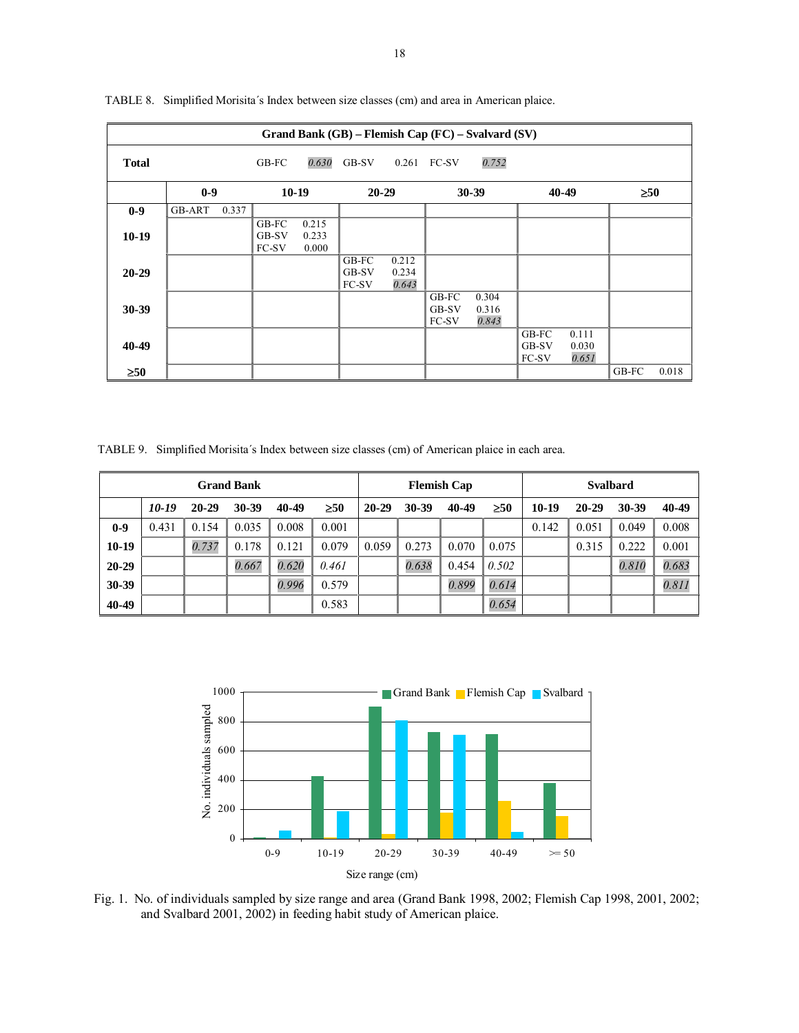TABLE 8. Simplified Morisita´s Index between size classes (cm) and area in American plaice.

| Grand Bank (GB) – Flemish Cap (FC) – Svalvard (SV) | | | | | | |
|---|---|---|---|---|---|---|
| **Total** | GB-FC *0.630* GB-SV 0.261 FC-SV *0.752* | | | | | |
| | **0-9** | **10-19** | **20-29** | **30-39** | **40-49** | **≥50** |
| **0-9** | GB-ART 0.337 | | | | | |
| **10-19** | | GB-FC 0.215<br>GB-SV 0.233<br>FC-SV 0.000 | | | | |
| **20-29** | | | GB-FC 0.212<br>GB-SV 0.234<br>FC-SV *0.643* | | | |
| **30-39** | | | | GB-FC 0.304<br>GB-SV 0.316<br>FC-SV *0.843* | | |
| **40-49** | | | | | GB-FC 0.111<br>GB-SV 0.030<br>FC-SV *0.651* | |
| **≥50** | | | | | | GB-FC 0.018 |

TABLE 9. Simplified Morisita´s Index between size classes (cm) of American plaice in each area.

| | Grand Bank | | | | | Flemish Cap | | | | Svalbard | | | |
|---|---|---|---|---|---|---|---|---|---|---|---|---|---|
| | *10-19* | **20-29** | **30-39** | **40-49** | **≥50** | **20-29** | **30-39** | **40-49** | **≥50** | **10-19** | **20-29** | **30-39** | **40-49** |
| **0-9** | 0.431 | 0.154 | 0.035 | 0.008 | 0.001 | | | | | 0.142 | 0.051 | 0.049 | 0.008 |
| **10-19** | | *0.737* | 0.178 | 0.121 | 0.079 | 0.059 | 0.273 | 0.070 | 0.075 | | 0.315 | 0.222 | 0.001 |
| **20-29** | | | *0.667* | *0.620* | *0.461* | | *0.638* | 0.454 | *0.502* | | | *0.810* | *0.683* |
| **30-39** | | | | *0.996* | 0.579 | | | *0.899* | *0.614* | | | | *0.811* |
| **40-49** | | | | | 0.583 | | | | *0.654* | | | | |

Fig. 1. No. of individuals sampled by size range and area (Grand Bank 1998, 2002; Flemish Cap 1998, 2001, 2002; and Svalbard 2001, 2002) in feeding habit study of American plaice.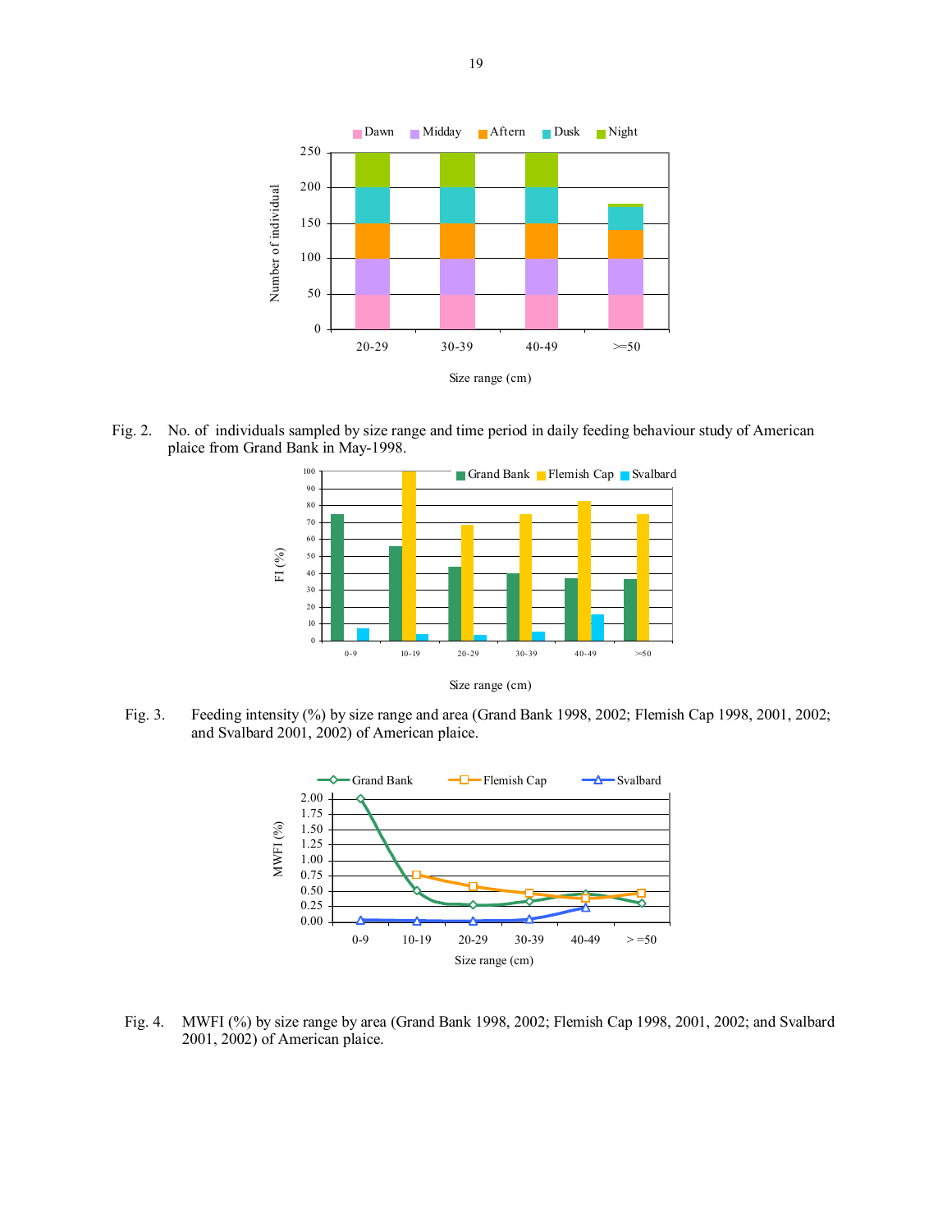Fig. 2. No. of individuals sampled by size range and time period in daily feeding behaviour study of American plaice from Grand Bank in May-1998.

Fig. 3. Feeding intensity (%) by size range and area (Grand Bank 1998, 2002; Flemish Cap 1998, 2001, 2002; and Svalbard 2001, 2002) of American plaice.

Fig. 4. MWFI (%) by size range by area (Grand Bank 1998, 2002; Flemish Cap 1998, 2001, 2002; and Svalbard 2001, 2002) of American plaice.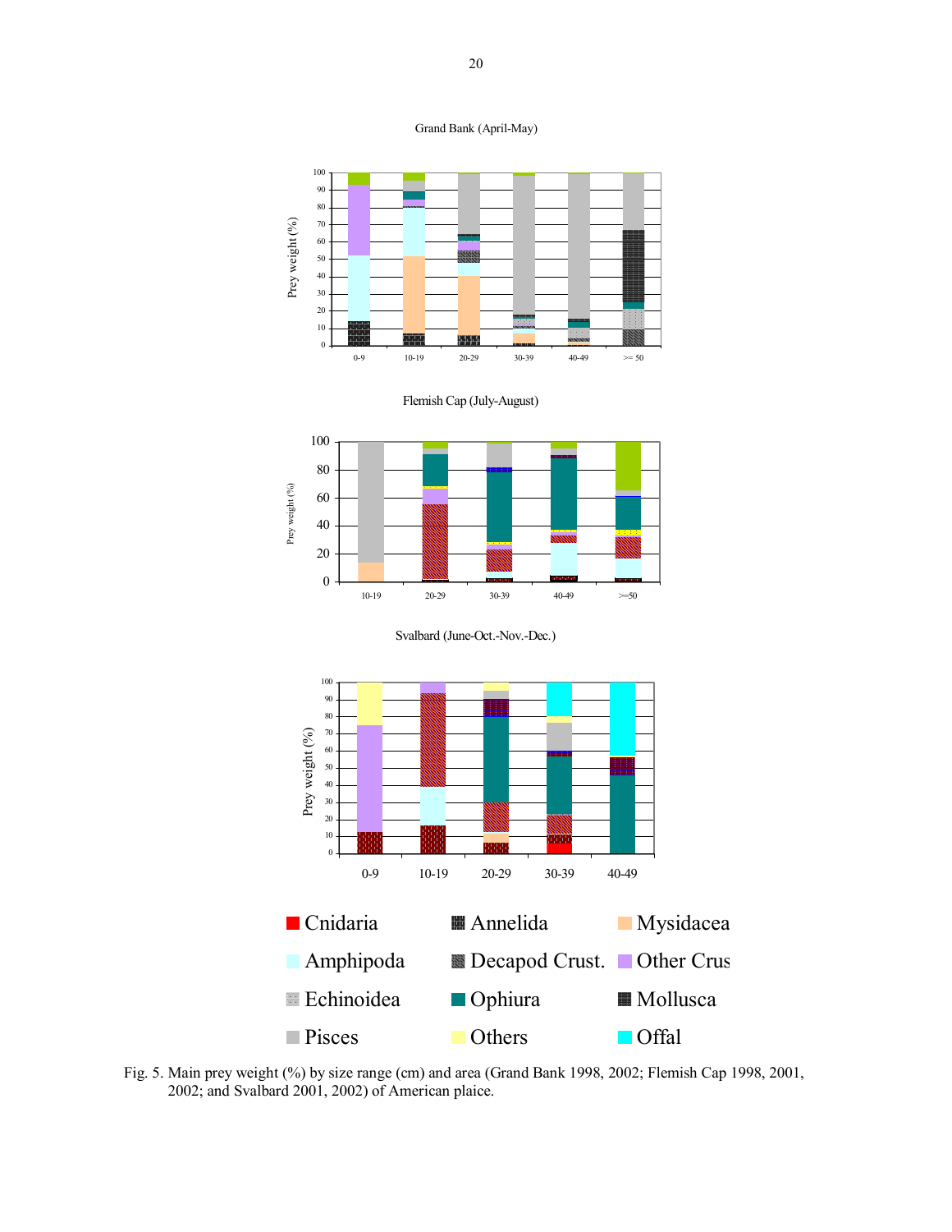Grand Bank (April-May)

Flemish Cap (July-August)

Svalbard (June-Oct.-Nov.-Dec.)

Fig. 5. Main prey weight (%) by size range (cm) and area (Grand Bank 1998, 2002; Flemish Cap 1998, 2001, 2002; and Svalbard 2001, 2002) of American plaice.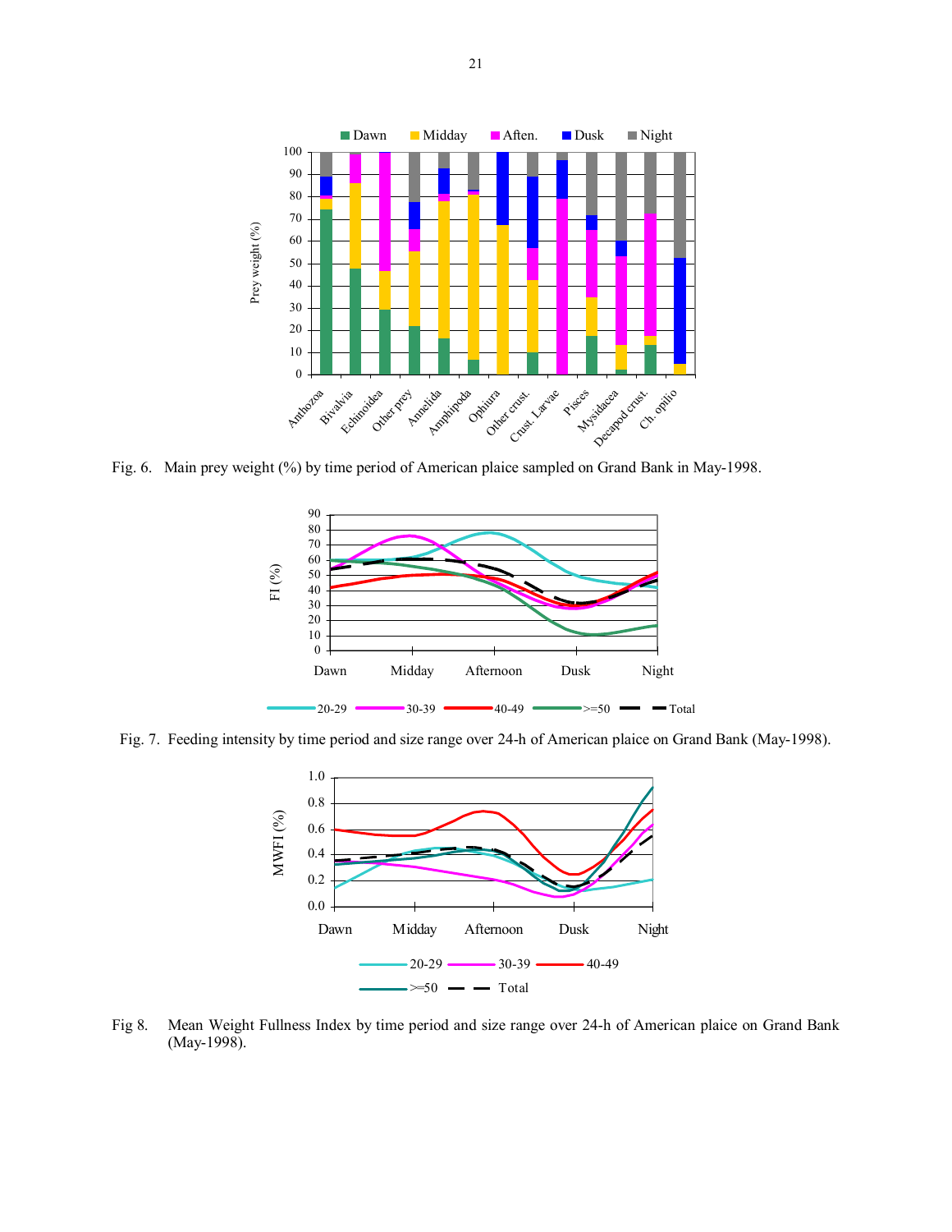Dawn Midday Aften. Dusk Night

Prey weight (%)

100
90
80
70
60
50
40
30
20
10
0

Anthozoa
Bivalvia
Echinoidea
Other prey
Annelida
Amphipoda
Ophiura
Other crust.
Crust. Larvae
Pisces
Mysidacea
Decapod crust.
Ch. opilio

Fig. 6. Main prey weight (%) by time period of American plaice sampled on Grand Bank in May-1998.

FI (%)

90
80
70
60
50
40
30
20
10
0

Dawn Midday Afternoon Dusk Night

20-29 30-39 40-49 >=50 Total

Fig. 7. Feeding intensity by time period and size range over 24-h of American plaice on Grand Bank (May-1998).

MWFI (%)

1.0
0.8
0.6
0.4
0.2
0.0

Dawn Midday Afternoon Dusk Night

20-29 30-39 40-49
>=50 Total

Fig 8. Mean Weight Fullness Index by time period and size range over 24-h of American plaice on Grand Bank (May-1998).